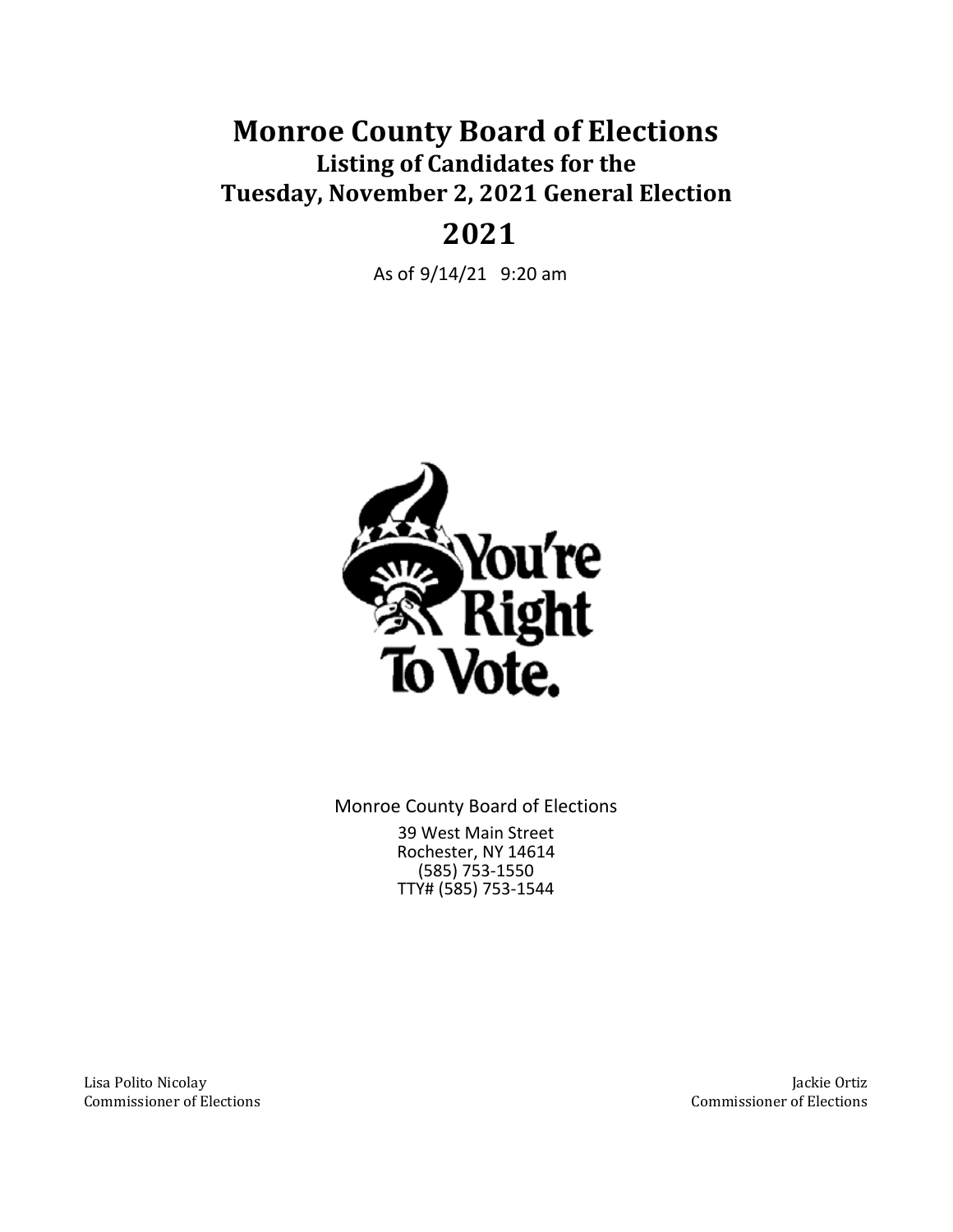# Monroe County Board of Elections

## Listing of Candidates for the Tuesday, November 2, 2021 General Election

## 2021

As of 9/14/21 9:20 am

You're Right To Vote.

Monroe County Board of Elections

39 West Main Street
Rochester, NY 14614
(585) 753-1550
TTY# (585) 753-1544

Lisa Polito Nicolay
Commissioner of Elections

Jackie Ortiz
Commissioner of Elections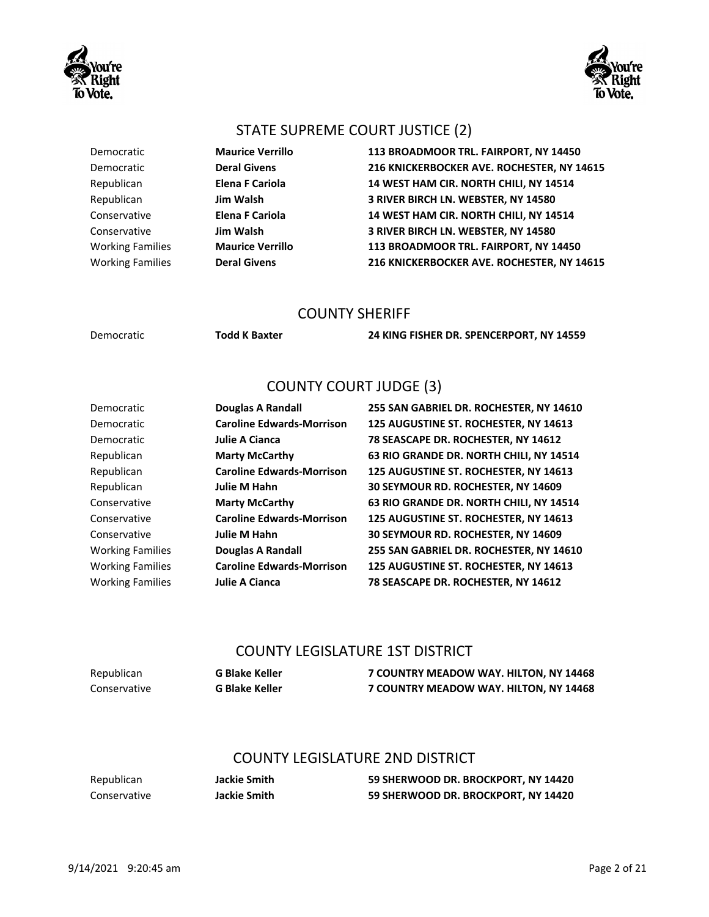## STATE SUPREME COURT JUSTICE (2)

| | | |
|---|---|---|
| Democratic | **Maurice Verrillo** | **113 BROADMOOR TRL. FAIRPORT, NY 14450** |
| Democratic | **Deral Givens** | **216 KNICKERBOCKER AVE. ROCHESTER, NY 14615** |
| Republican | **Elena F Cariola** | **14 WEST HAM CIR. NORTH CHILI, NY 14514** |
| Republican | **Jim Walsh** | **3 RIVER BIRCH LN. WEBSTER, NY 14580** |
| Conservative | **Elena F Cariola** | **14 WEST HAM CIR. NORTH CHILI, NY 14514** |
| Conservative | **Jim Walsh** | **3 RIVER BIRCH LN. WEBSTER, NY 14580** |
| Working Families | **Maurice Verrillo** | **113 BROADMOOR TRL. FAIRPORT, NY 14450** |
| Working Families | **Deral Givens** | **216 KNICKERBOCKER AVE. ROCHESTER, NY 14615** |

## COUNTY SHERIFF

| | | |
|---|---|---|
| Democratic | **Todd K Baxter** | **24 KING FISHER DR. SPENCERPORT, NY 14559** |

## COUNTY COURT JUDGE (3)

| | | |
|---|---|---|
| Democratic | **Douglas A Randall** | **255 SAN GABRIEL DR. ROCHESTER, NY 14610** |
| Democratic | **Caroline Edwards-Morrison** | **125 AUGUSTINE ST. ROCHESTER, NY 14613** |
| Democratic | **Julie A Cianca** | **78 SEASCAPE DR. ROCHESTER, NY 14612** |
| Republican | **Marty McCarthy** | **63 RIO GRANDE DR. NORTH CHILI, NY 14514** |
| Republican | **Caroline Edwards-Morrison** | **125 AUGUSTINE ST. ROCHESTER, NY 14613** |
| Republican | **Julie M Hahn** | **30 SEYMOUR RD. ROCHESTER, NY 14609** |
| Conservative | **Marty McCarthy** | **63 RIO GRANDE DR. NORTH CHILI, NY 14514** |
| Conservative | **Caroline Edwards-Morrison** | **125 AUGUSTINE ST. ROCHESTER, NY 14613** |
| Conservative | **Julie M Hahn** | **30 SEYMOUR RD. ROCHESTER, NY 14609** |
| Working Families | **Douglas A Randall** | **255 SAN GABRIEL DR. ROCHESTER, NY 14610** |
| Working Families | **Caroline Edwards-Morrison** | **125 AUGUSTINE ST. ROCHESTER, NY 14613** |
| Working Families | **Julie A Cianca** | **78 SEASCAPE DR. ROCHESTER, NY 14612** |

## COUNTY LEGISLATURE 1ST DISTRICT

| | | |
|---|---|---|
| Republican | **G Blake Keller** | **7 COUNTRY MEADOW WAY. HILTON, NY 14468** |
| Conservative | **G Blake Keller** | **7 COUNTRY MEADOW WAY. HILTON, NY 14468** |

## COUNTY LEGISLATURE 2ND DISTRICT

| | | |
|---|---|---|
| Republican | **Jackie Smith** | **59 SHERWOOD DR. BROCKPORT, NY 14420** |
| Conservative | **Jackie Smith** | **59 SHERWOOD DR. BROCKPORT, NY 14420** |

9/14/2021 9:20:45 am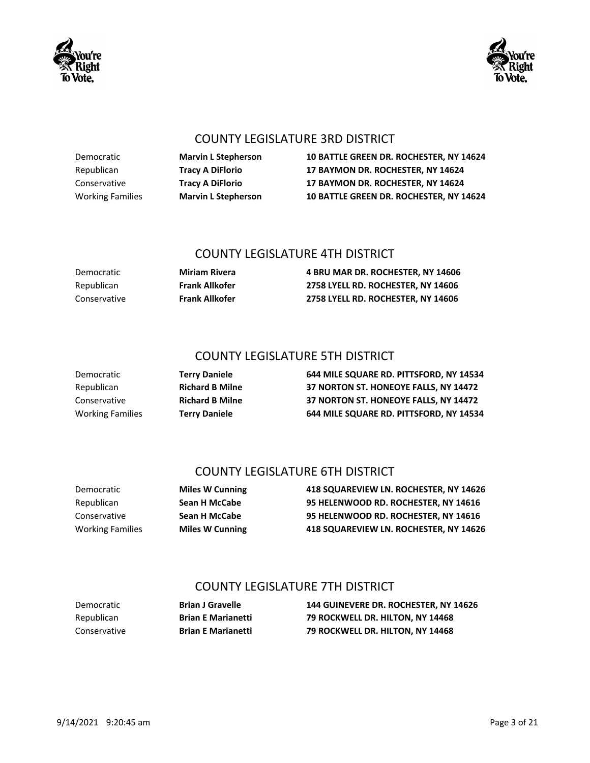## COUNTY LEGISLATURE 3RD DISTRICT

| | | |
|---|---|---|
| Democratic | **Marvin L Stepherson** | **10 BATTLE GREEN DR. ROCHESTER, NY 14624** |
| Republican | **Tracy A DiFlorio** | **17 BAYMON DR. ROCHESTER, NY 14624** |
| Conservative | **Tracy A DiFlorio** | **17 BAYMON DR. ROCHESTER, NY 14624** |
| Working Families | **Marvin L Stepherson** | **10 BATTLE GREEN DR. ROCHESTER, NY 14624** |

## COUNTY LEGISLATURE 4TH DISTRICT

| | | |
|---|---|---|
| Democratic | **Miriam Rivera** | **4 BRU MAR DR. ROCHESTER, NY 14606** |
| Republican | **Frank Allkofer** | **2758 LYELL RD. ROCHESTER, NY 14606** |
| Conservative | **Frank Allkofer** | **2758 LYELL RD. ROCHESTER, NY 14606** |

## COUNTY LEGISLATURE 5TH DISTRICT

| | | |
|---|---|---|
| Democratic | **Terry Daniele** | **644 MILE SQUARE RD. PITTSFORD, NY 14534** |
| Republican | **Richard B Milne** | **37 NORTON ST. HONEOYE FALLS, NY 14472** |
| Conservative | **Richard B Milne** | **37 NORTON ST. HONEOYE FALLS, NY 14472** |
| Working Families | **Terry Daniele** | **644 MILE SQUARE RD. PITTSFORD, NY 14534** |

## COUNTY LEGISLATURE 6TH DISTRICT

| | | |
|---|---|---|
| Democratic | **Miles W Cunning** | **418 SQUAREVIEW LN. ROCHESTER, NY 14626** |
| Republican | **Sean H McCabe** | **95 HELENWOOD RD. ROCHESTER, NY 14616** |
| Conservative | **Sean H McCabe** | **95 HELENWOOD RD. ROCHESTER, NY 14616** |
| Working Families | **Miles W Cunning** | **418 SQUAREVIEW LN. ROCHESTER, NY 14626** |

## COUNTY LEGISLATURE 7TH DISTRICT

| | | |
|---|---|---|
| Democratic | **Brian J Gravelle** | **144 GUINEVERE DR. ROCHESTER, NY 14626** |
| Republican | **Brian E Marianetti** | **79 ROCKWELL DR. HILTON, NY 14468** |
| Conservative | **Brian E Marianetti** | **79 ROCKWELL DR. HILTON, NY 14468** |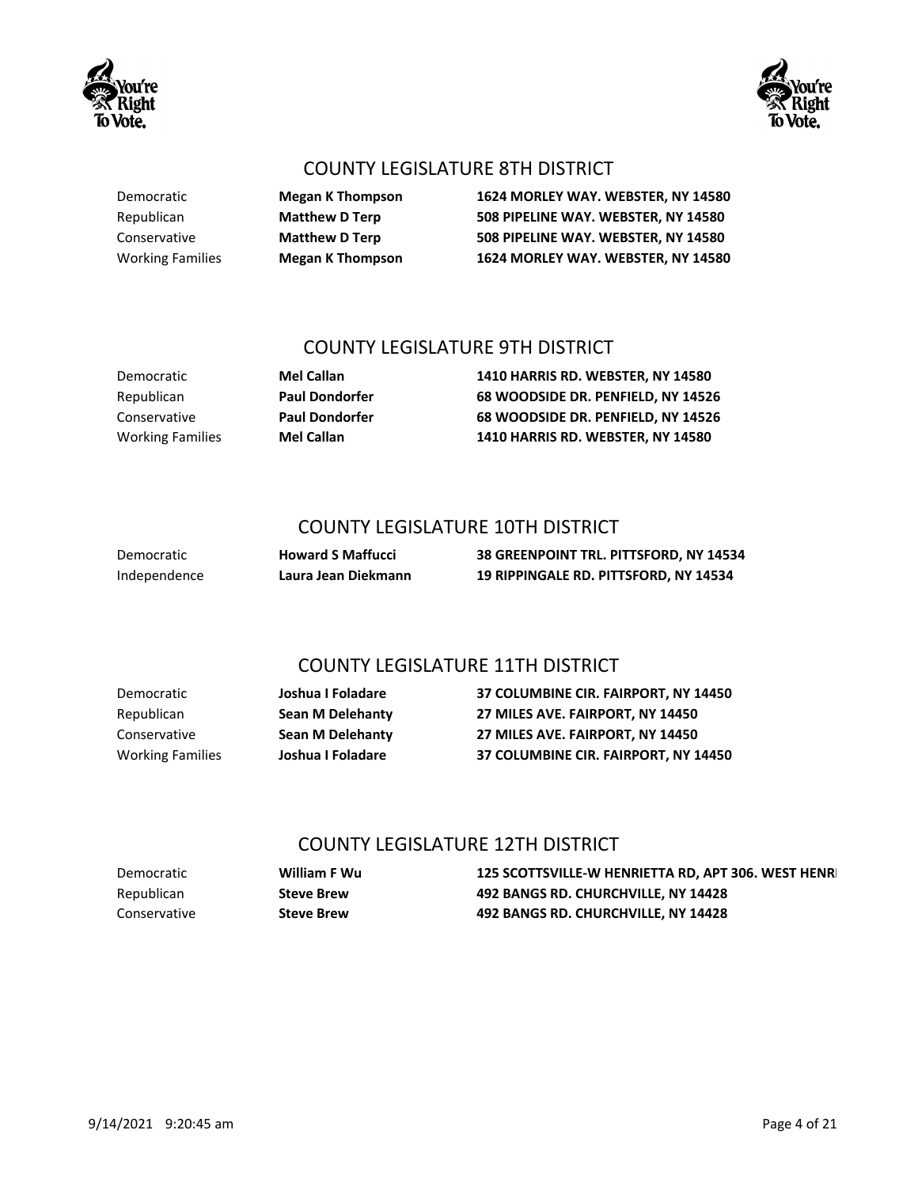## COUNTY LEGISLATURE 8TH DISTRICT

| | | |
|---|---|---|
| Democratic | **Megan K Thompson** | **1624 MORLEY WAY. WEBSTER, NY 14580** |
| Republican | **Matthew D Terp** | **508 PIPELINE WAY. WEBSTER, NY 14580** |
| Conservative | **Matthew D Terp** | **508 PIPELINE WAY. WEBSTER, NY 14580** |
| Working Families | **Megan K Thompson** | **1624 MORLEY WAY. WEBSTER, NY 14580** |

## COUNTY LEGISLATURE 9TH DISTRICT

| | | |
|---|---|---|
| Democratic | **Mel Callan** | **1410 HARRIS RD. WEBSTER, NY 14580** |
| Republican | **Paul Dondorfer** | **68 WOODSIDE DR. PENFIELD, NY 14526** |
| Conservative | **Paul Dondorfer** | **68 WOODSIDE DR. PENFIELD, NY 14526** |
| Working Families | **Mel Callan** | **1410 HARRIS RD. WEBSTER, NY 14580** |

## COUNTY LEGISLATURE 10TH DISTRICT

| | | |
|---|---|---|
| Democratic | **Howard S Maffucci** | **38 GREENPOINT TRL. PITTSFORD, NY 14534** |
| Independence | **Laura Jean Diekmann** | **19 RIPPINGALE RD. PITTSFORD, NY 14534** |

## COUNTY LEGISLATURE 11TH DISTRICT

| | | |
|---|---|---|
| Democratic | **Joshua I Foladare** | **37 COLUMBINE CIR. FAIRPORT, NY 14450** |
| Republican | **Sean M Delehanty** | **27 MILES AVE. FAIRPORT, NY 14450** |
| Conservative | **Sean M Delehanty** | **27 MILES AVE. FAIRPORT, NY 14450** |
| Working Families | **Joshua I Foladare** | **37 COLUMBINE CIR. FAIRPORT, NY 14450** |

## COUNTY LEGISLATURE 12TH DISTRICT

| | | |
|---|---|---|
| Democratic | **William F Wu** | **125 SCOTTSVILLE-W HENRIETTA RD, APT 306. WEST HENRI** |
| Republican | **Steve Brew** | **492 BANGS RD. CHURCHVILLE, NY 14428** |
| Conservative | **Steve Brew** | **492 BANGS RD. CHURCHVILLE, NY 14428** |

9/14/2021 9:20:45 am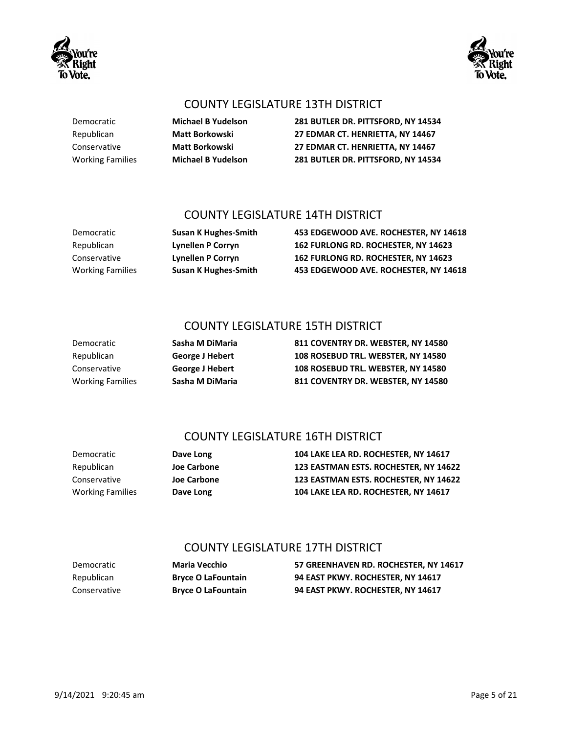## COUNTY LEGISLATURE 13TH DISTRICT

| | | |
|---|---|---|
| Democratic | **Michael B Yudelson** | **281 BUTLER DR. PITTSFORD, NY 14534** |
| Republican | **Matt Borkowski** | **27 EDMAR CT. HENRIETTA, NY 14467** |
| Conservative | **Matt Borkowski** | **27 EDMAR CT. HENRIETTA, NY 14467** |
| Working Families | **Michael B Yudelson** | **281 BUTLER DR. PITTSFORD, NY 14534** |

## COUNTY LEGISLATURE 14TH DISTRICT

| | | |
|---|---|---|
| Democratic | **Susan K Hughes-Smith** | **453 EDGEWOOD AVE. ROCHESTER, NY 14618** |
| Republican | **Lynellen P Corryn** | **162 FURLONG RD. ROCHESTER, NY 14623** |
| Conservative | **Lynellen P Corryn** | **162 FURLONG RD. ROCHESTER, NY 14623** |
| Working Families | **Susan K Hughes-Smith** | **453 EDGEWOOD AVE. ROCHESTER, NY 14618** |

## COUNTY LEGISLATURE 15TH DISTRICT

| | | |
|---|---|---|
| Democratic | **Sasha M DiMaria** | **811 COVENTRY DR. WEBSTER, NY 14580** |
| Republican | **George J Hebert** | **108 ROSEBUD TRL. WEBSTER, NY 14580** |
| Conservative | **George J Hebert** | **108 ROSEBUD TRL. WEBSTER, NY 14580** |
| Working Families | **Sasha M DiMaria** | **811 COVENTRY DR. WEBSTER, NY 14580** |

## COUNTY LEGISLATURE 16TH DISTRICT

| | | |
|---|---|---|
| Democratic | **Dave Long** | **104 LAKE LEA RD. ROCHESTER, NY 14617** |
| Republican | **Joe Carbone** | **123 EASTMAN ESTS. ROCHESTER, NY 14622** |
| Conservative | **Joe Carbone** | **123 EASTMAN ESTS. ROCHESTER, NY 14622** |
| Working Families | **Dave Long** | **104 LAKE LEA RD. ROCHESTER, NY 14617** |

## COUNTY LEGISLATURE 17TH DISTRICT

| | | |
|---|---|---|
| Democratic | **Maria Vecchio** | **57 GREENHAVEN RD. ROCHESTER, NY 14617** |
| Republican | **Bryce O LaFountain** | **94 EAST PKWY. ROCHESTER, NY 14617** |
| Conservative | **Bryce O LaFountain** | **94 EAST PKWY. ROCHESTER, NY 14617** |

9/14/2021 9:20:45 am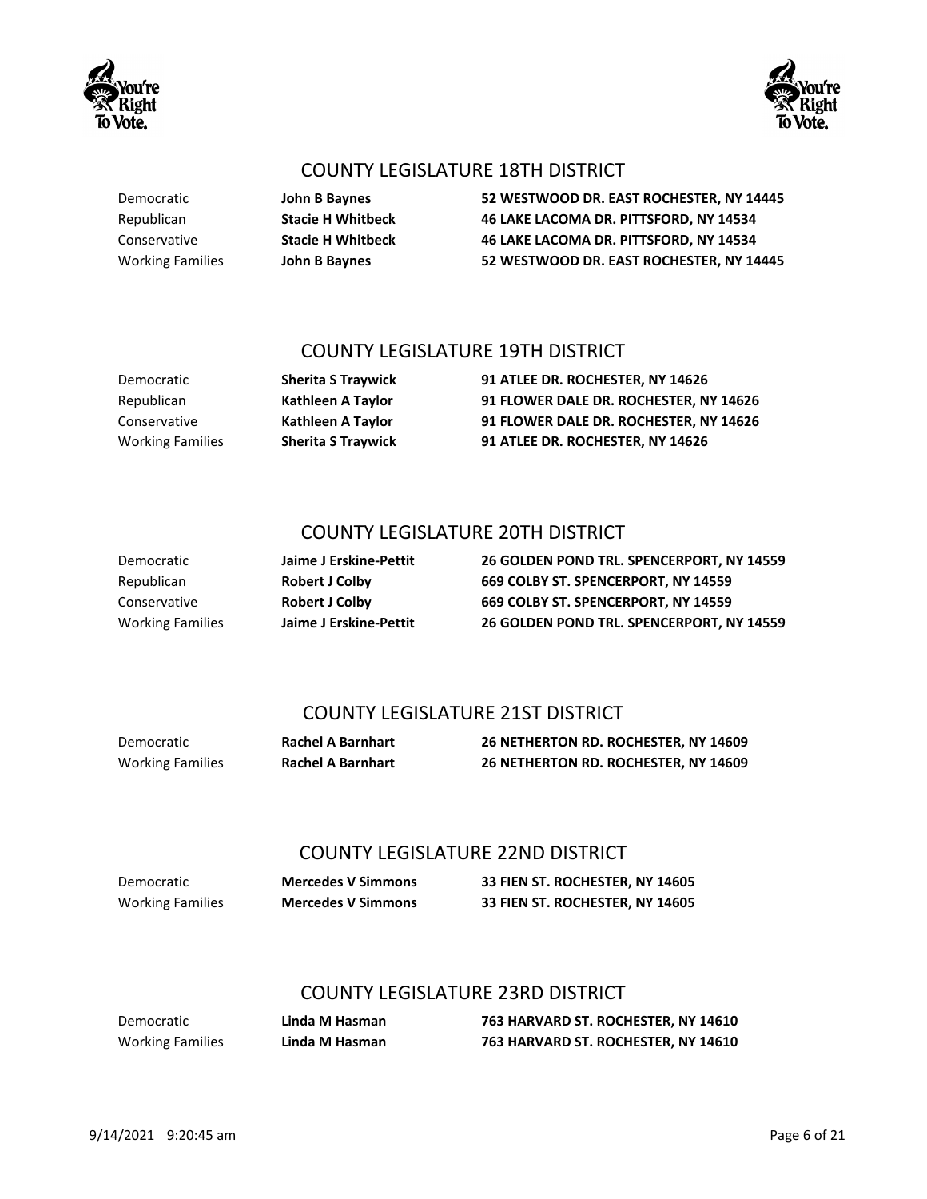## COUNTY LEGISLATURE 18TH DISTRICT

| Party | Candidate | Address |
|---|---|---|
| Democratic | **John B Baynes** | **52 WESTWOOD DR. EAST ROCHESTER, NY 14445** |
| Republican | **Stacie H Whitbeck** | **46 LAKE LACOMA DR. PITTSFORD, NY 14534** |
| Conservative | **Stacie H Whitbeck** | **46 LAKE LACOMA DR. PITTSFORD, NY 14534** |
| Working Families | **John B Baynes** | **52 WESTWOOD DR. EAST ROCHESTER, NY 14445** |

## COUNTY LEGISLATURE 19TH DISTRICT

| Party | Candidate | Address |
|---|---|---|
| Democratic | **Sherita S Traywick** | **91 ATLEE DR. ROCHESTER, NY 14626** |
| Republican | **Kathleen A Taylor** | **91 FLOWER DALE DR. ROCHESTER, NY 14626** |
| Conservative | **Kathleen A Taylor** | **91 FLOWER DALE DR. ROCHESTER, NY 14626** |
| Working Families | **Sherita S Traywick** | **91 ATLEE DR. ROCHESTER, NY 14626** |

## COUNTY LEGISLATURE 20TH DISTRICT

| Party | Candidate | Address |
|---|---|---|
| Democratic | **Jaime J Erskine-Pettit** | **26 GOLDEN POND TRL. SPENCERPORT, NY 14559** |
| Republican | **Robert J Colby** | **669 COLBY ST. SPENCERPORT, NY 14559** |
| Conservative | **Robert J Colby** | **669 COLBY ST. SPENCERPORT, NY 14559** |
| Working Families | **Jaime J Erskine-Pettit** | **26 GOLDEN POND TRL. SPENCERPORT, NY 14559** |

## COUNTY LEGISLATURE 21ST DISTRICT

| Party | Candidate | Address |
|---|---|---|
| Democratic | **Rachel A Barnhart** | **26 NETHERTON RD. ROCHESTER, NY 14609** |
| Working Families | **Rachel A Barnhart** | **26 NETHERTON RD. ROCHESTER, NY 14609** |

## COUNTY LEGISLATURE 22ND DISTRICT

| Party | Candidate | Address |
|---|---|---|
| Democratic | **Mercedes V Simmons** | **33 FIEN ST. ROCHESTER, NY 14605** |
| Working Families | **Mercedes V Simmons** | **33 FIEN ST. ROCHESTER, NY 14605** |

## COUNTY LEGISLATURE 23RD DISTRICT

| Party | Candidate | Address |
|---|---|---|
| Democratic | **Linda M Hasman** | **763 HARVARD ST. ROCHESTER, NY 14610** |
| Working Families | **Linda M Hasman** | **763 HARVARD ST. ROCHESTER, NY 14610** |

9/14/2021 9:20:45 am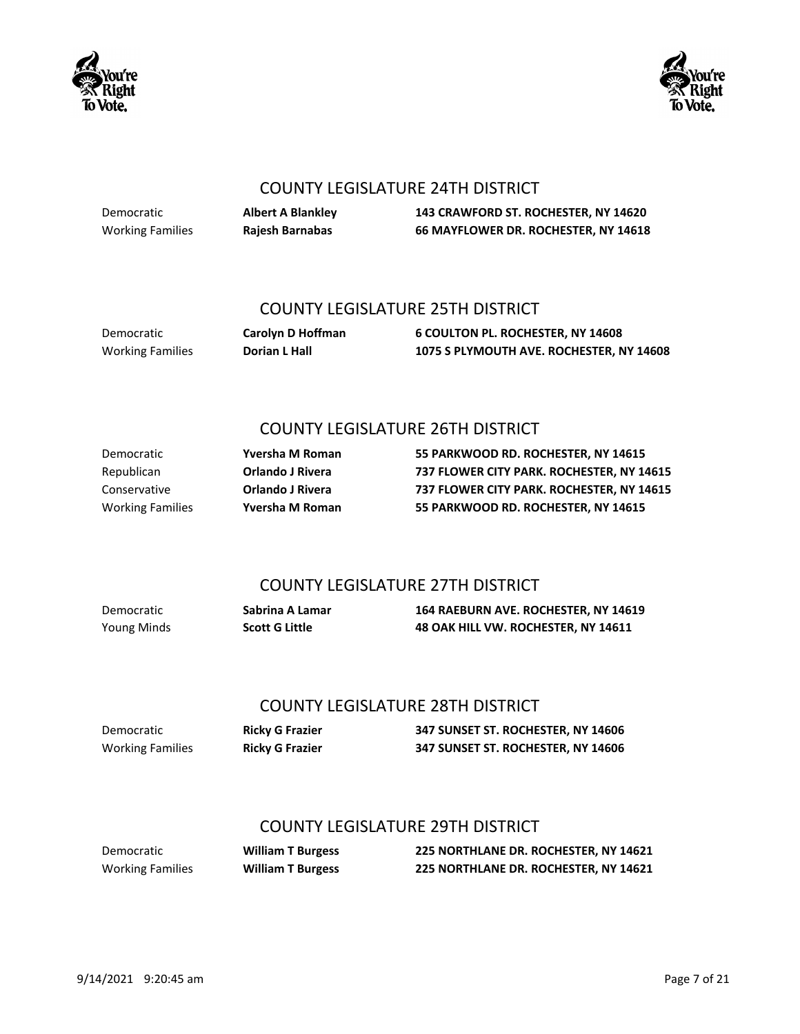## COUNTY LEGISLATURE 24TH DISTRICT

| | | |
|---|---|---|
| Democratic | **Albert A Blankley** | **143 CRAWFORD ST. ROCHESTER, NY 14620** |
| Working Families | **Rajesh Barnabas** | **66 MAYFLOWER DR. ROCHESTER, NY 14618** |

## COUNTY LEGISLATURE 25TH DISTRICT

| | | |
|---|---|---|
| Democratic | **Carolyn D Hoffman** | **6 COULTON PL. ROCHESTER, NY 14608** |
| Working Families | **Dorian L Hall** | **1075 S PLYMOUTH AVE. ROCHESTER, NY 14608** |

## COUNTY LEGISLATURE 26TH DISTRICT

| | | |
|---|---|---|
| Democratic | **Yversha M Roman** | **55 PARKWOOD RD. ROCHESTER, NY 14615** |
| Republican | **Orlando J Rivera** | **737 FLOWER CITY PARK. ROCHESTER, NY 14615** |
| Conservative | **Orlando J Rivera** | **737 FLOWER CITY PARK. ROCHESTER, NY 14615** |
| Working Families | **Yversha M Roman** | **55 PARKWOOD RD. ROCHESTER, NY 14615** |

## COUNTY LEGISLATURE 27TH DISTRICT

| | | |
|---|---|---|
| Democratic | **Sabrina A Lamar** | **164 RAEBURN AVE. ROCHESTER, NY 14619** |
| Young Minds | **Scott G Little** | **48 OAK HILL VW. ROCHESTER, NY 14611** |

## COUNTY LEGISLATURE 28TH DISTRICT

| | | |
|---|---|---|
| Democratic | **Ricky G Frazier** | **347 SUNSET ST. ROCHESTER, NY 14606** |
| Working Families | **Ricky G Frazier** | **347 SUNSET ST. ROCHESTER, NY 14606** |

## COUNTY LEGISLATURE 29TH DISTRICT

| | | |
|---|---|---|
| Democratic | **William T Burgess** | **225 NORTHLANE DR. ROCHESTER, NY 14621** |
| Working Families | **William T Burgess** | **225 NORTHLANE DR. ROCHESTER, NY 14621** |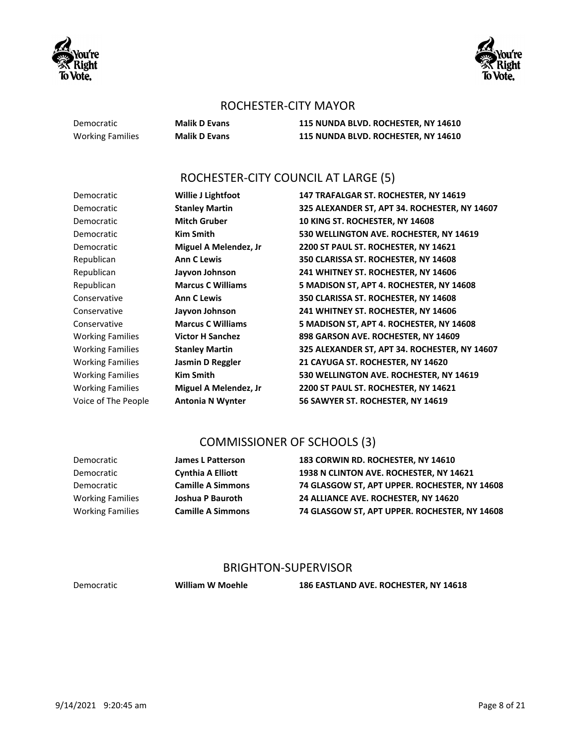## ROCHESTER-CITY MAYOR

| Party | Candidate | Address |
| --- | --- | --- |
| Democratic | **Malik D Evans** | **115 NUNDA BLVD. ROCHESTER, NY 14610** |
| Working Families | **Malik D Evans** | **115 NUNDA BLVD. ROCHESTER, NY 14610** |

## ROCHESTER-CITY COUNCIL AT LARGE (5)

| Party | Candidate | Address |
| --- | --- | --- |
| Democratic | **Willie J Lightfoot** | **147 TRAFALGAR ST. ROCHESTER, NY 14619** |
| Democratic | **Stanley Martin** | **325 ALEXANDER ST, APT 34. ROCHESTER, NY 14607** |
| Democratic | **Mitch Gruber** | **10 KING ST. ROCHESTER, NY 14608** |
| Democratic | **Kim Smith** | **530 WELLINGTON AVE. ROCHESTER, NY 14619** |
| Democratic | **Miguel A Melendez, Jr** | **2200 ST PAUL ST. ROCHESTER, NY 14621** |
| Republican | **Ann C Lewis** | **350 CLARISSA ST. ROCHESTER, NY 14608** |
| Republican | **Jayvon Johnson** | **241 WHITNEY ST. ROCHESTER, NY 14606** |
| Republican | **Marcus C Williams** | **5 MADISON ST, APT 4. ROCHESTER, NY 14608** |
| Conservative | **Ann C Lewis** | **350 CLARISSA ST. ROCHESTER, NY 14608** |
| Conservative | **Jayvon Johnson** | **241 WHITNEY ST. ROCHESTER, NY 14606** |
| Conservative | **Marcus C Williams** | **5 MADISON ST, APT 4. ROCHESTER, NY 14608** |
| Working Families | **Victor H Sanchez** | **898 GARSON AVE. ROCHESTER, NY 14609** |
| Working Families | **Stanley Martin** | **325 ALEXANDER ST, APT 34. ROCHESTER, NY 14607** |
| Working Families | **Jasmin D Reggler** | **21 CAYUGA ST. ROCHESTER, NY 14620** |
| Working Families | **Kim Smith** | **530 WELLINGTON AVE. ROCHESTER, NY 14619** |
| Working Families | **Miguel A Melendez, Jr** | **2200 ST PAUL ST. ROCHESTER, NY 14621** |
| Voice of The People | **Antonia N Wynter** | **56 SAWYER ST. ROCHESTER, NY 14619** |

## COMMISSIONER OF SCHOOLS (3)

| Party | Candidate | Address |
| --- | --- | --- |
| Democratic | **James L Patterson** | **183 CORWIN RD. ROCHESTER, NY 14610** |
| Democratic | **Cynthia A Elliott** | **1938 N CLINTON AVE. ROCHESTER, NY 14621** |
| Democratic | **Camille A Simmons** | **74 GLASGOW ST, APT UPPER. ROCHESTER, NY 14608** |
| Working Families | **Joshua P Bauroth** | **24 ALLIANCE AVE. ROCHESTER, NY 14620** |
| Working Families | **Camille A Simmons** | **74 GLASGOW ST, APT UPPER. ROCHESTER, NY 14608** |

## BRIGHTON-SUPERVISOR

| Party | Candidate | Address |
| --- | --- | --- |
| Democratic | **William W Moehle** | **186 EASTLAND AVE. ROCHESTER, NY 14618** |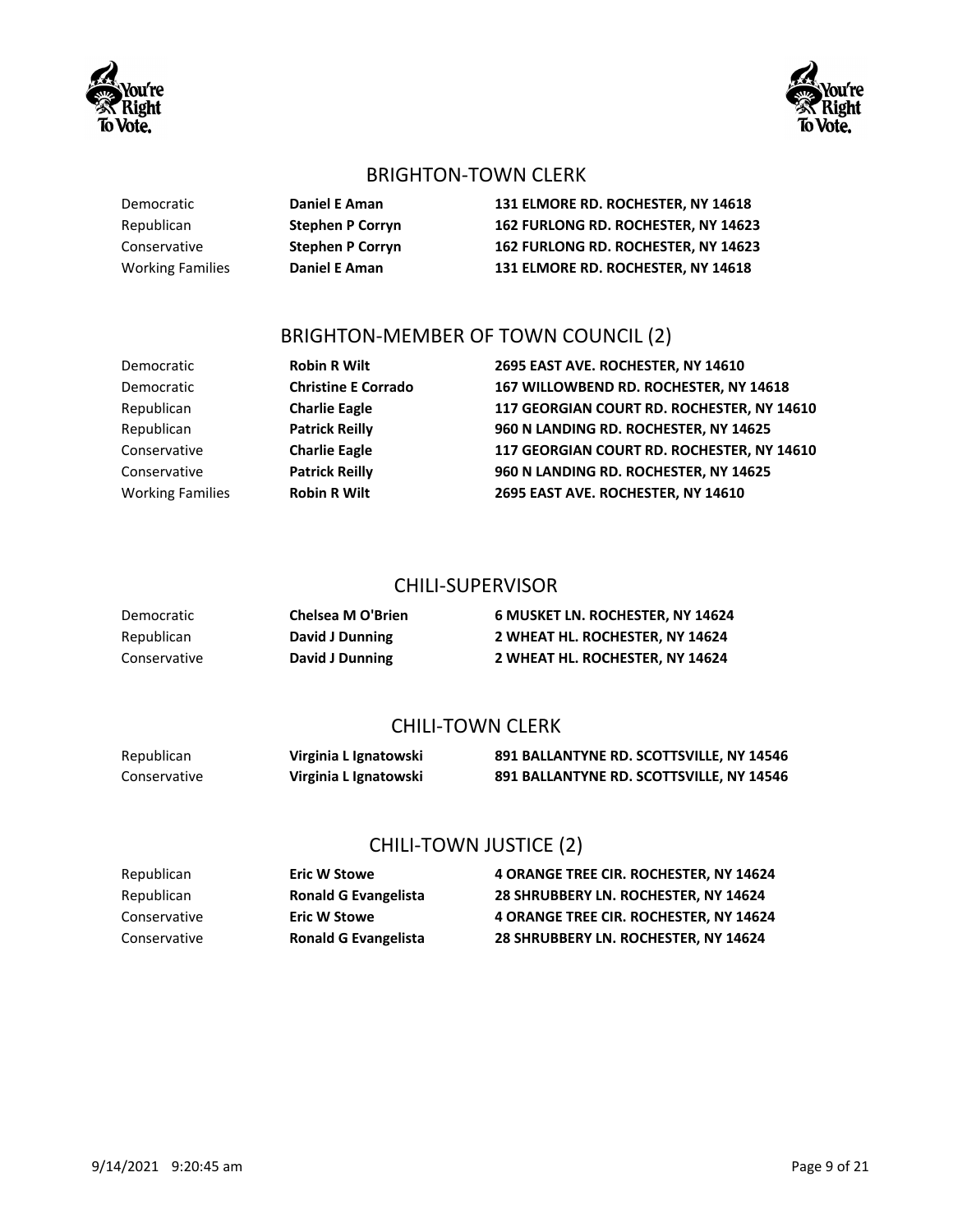## BRIGHTON-TOWN CLERK

| | | |
|---|---|---|
| Democratic | **Daniel E Aman** | **131 ELMORE RD. ROCHESTER, NY 14618** |
| Republican | **Stephen P Corryn** | **162 FURLONG RD. ROCHESTER, NY 14623** |
| Conservative | **Stephen P Corryn** | **162 FURLONG RD. ROCHESTER, NY 14623** |
| Working Families | **Daniel E Aman** | **131 ELMORE RD. ROCHESTER, NY 14618** |

## BRIGHTON-MEMBER OF TOWN COUNCIL (2)

| | | |
|---|---|---|
| Democratic | **Robin R Wilt** | **2695 EAST AVE. ROCHESTER, NY 14610** |
| Democratic | **Christine E Corrado** | **167 WILLOWBEND RD. ROCHESTER, NY 14618** |
| Republican | **Charlie Eagle** | **117 GEORGIAN COURT RD. ROCHESTER, NY 14610** |
| Republican | **Patrick Reilly** | **960 N LANDING RD. ROCHESTER, NY 14625** |
| Conservative | **Charlie Eagle** | **117 GEORGIAN COURT RD. ROCHESTER, NY 14610** |
| Conservative | **Patrick Reilly** | **960 N LANDING RD. ROCHESTER, NY 14625** |
| Working Families | **Robin R Wilt** | **2695 EAST AVE. ROCHESTER, NY 14610** |

## CHILI-SUPERVISOR

| | | |
|---|---|---|
| Democratic | **Chelsea M O'Brien** | **6 MUSKET LN. ROCHESTER, NY 14624** |
| Republican | **David J Dunning** | **2 WHEAT HL. ROCHESTER, NY 14624** |
| Conservative | **David J Dunning** | **2 WHEAT HL. ROCHESTER, NY 14624** |

## CHILI-TOWN CLERK

| | | |
|---|---|---|
| Republican | **Virginia L Ignatowski** | **891 BALLANTYNE RD. SCOTTSVILLE, NY 14546** |
| Conservative | **Virginia L Ignatowski** | **891 BALLANTYNE RD. SCOTTSVILLE, NY 14546** |

## CHILI-TOWN JUSTICE (2)

| | | |
|---|---|---|
| Republican | **Eric W Stowe** | **4 ORANGE TREE CIR. ROCHESTER, NY 14624** |
| Republican | **Ronald G Evangelista** | **28 SHRUBBERY LN. ROCHESTER, NY 14624** |
| Conservative | **Eric W Stowe** | **4 ORANGE TREE CIR. ROCHESTER, NY 14624** |
| Conservative | **Ronald G Evangelista** | **28 SHRUBBERY LN. ROCHESTER, NY 14624** |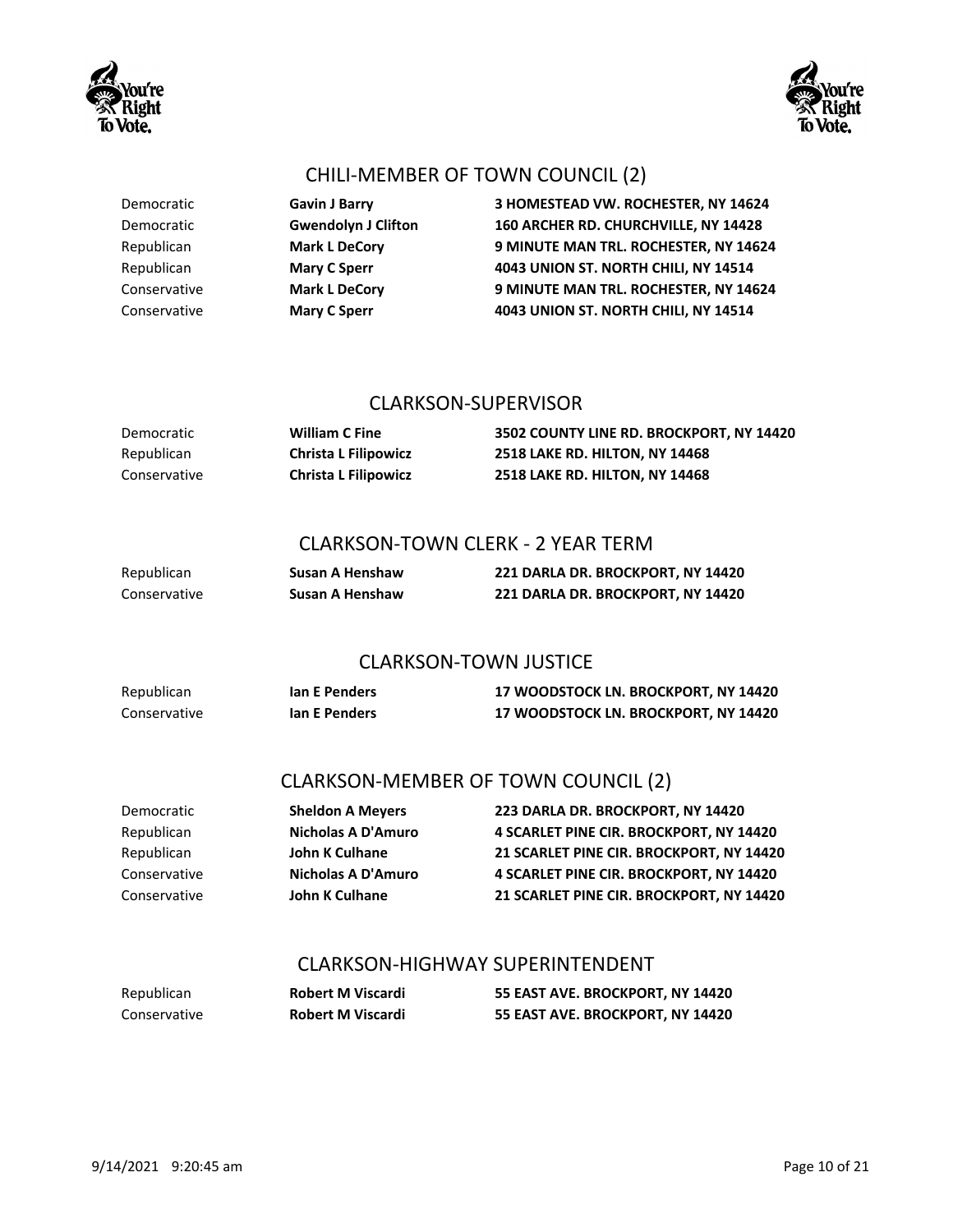## CHILI-MEMBER OF TOWN COUNCIL (2)

| | | |
|---|---|---|
| Democratic | **Gavin J Barry** | **3 HOMESTEAD VW. ROCHESTER, NY 14624** |
| Democratic | **Gwendolyn J Clifton** | **160 ARCHER RD. CHURCHVILLE, NY 14428** |
| Republican | **Mark L DeCory** | **9 MINUTE MAN TRL. ROCHESTER, NY 14624** |
| Republican | **Mary C Sperr** | **4043 UNION ST. NORTH CHILI, NY 14514** |
| Conservative | **Mark L DeCory** | **9 MINUTE MAN TRL. ROCHESTER, NY 14624** |
| Conservative | **Mary C Sperr** | **4043 UNION ST. NORTH CHILI, NY 14514** |

## CLARKSON-SUPERVISOR

| | | |
|---|---|---|
| Democratic | **William C Fine** | **3502 COUNTY LINE RD. BROCKPORT, NY 14420** |
| Republican | **Christa L Filipowicz** | **2518 LAKE RD. HILTON, NY 14468** |
| Conservative | **Christa L Filipowicz** | **2518 LAKE RD. HILTON, NY 14468** |

## CLARKSON-TOWN CLERK - 2 YEAR TERM

| | | |
|---|---|---|
| Republican | **Susan A Henshaw** | **221 DARLA DR. BROCKPORT, NY 14420** |
| Conservative | **Susan A Henshaw** | **221 DARLA DR. BROCKPORT, NY 14420** |

## CLARKSON-TOWN JUSTICE

| | | |
|---|---|---|
| Republican | **Ian E Penders** | **17 WOODSTOCK LN. BROCKPORT, NY 14420** |
| Conservative | **Ian E Penders** | **17 WOODSTOCK LN. BROCKPORT, NY 14420** |

## CLARKSON-MEMBER OF TOWN COUNCIL (2)

| | | |
|---|---|---|
| Democratic | **Sheldon A Meyers** | **223 DARLA DR. BROCKPORT, NY 14420** |
| Republican | **Nicholas A D'Amuro** | **4 SCARLET PINE CIR. BROCKPORT, NY 14420** |
| Republican | **John K Culhane** | **21 SCARLET PINE CIR. BROCKPORT, NY 14420** |
| Conservative | **Nicholas A D'Amuro** | **4 SCARLET PINE CIR. BROCKPORT, NY 14420** |
| Conservative | **John K Culhane** | **21 SCARLET PINE CIR. BROCKPORT, NY 14420** |

## CLARKSON-HIGHWAY SUPERINTENDENT

| | | |
|---|---|---|
| Republican | **Robert M Viscardi** | **55 EAST AVE. BROCKPORT, NY 14420** |
| Conservative | **Robert M Viscardi** | **55 EAST AVE. BROCKPORT, NY 14420** |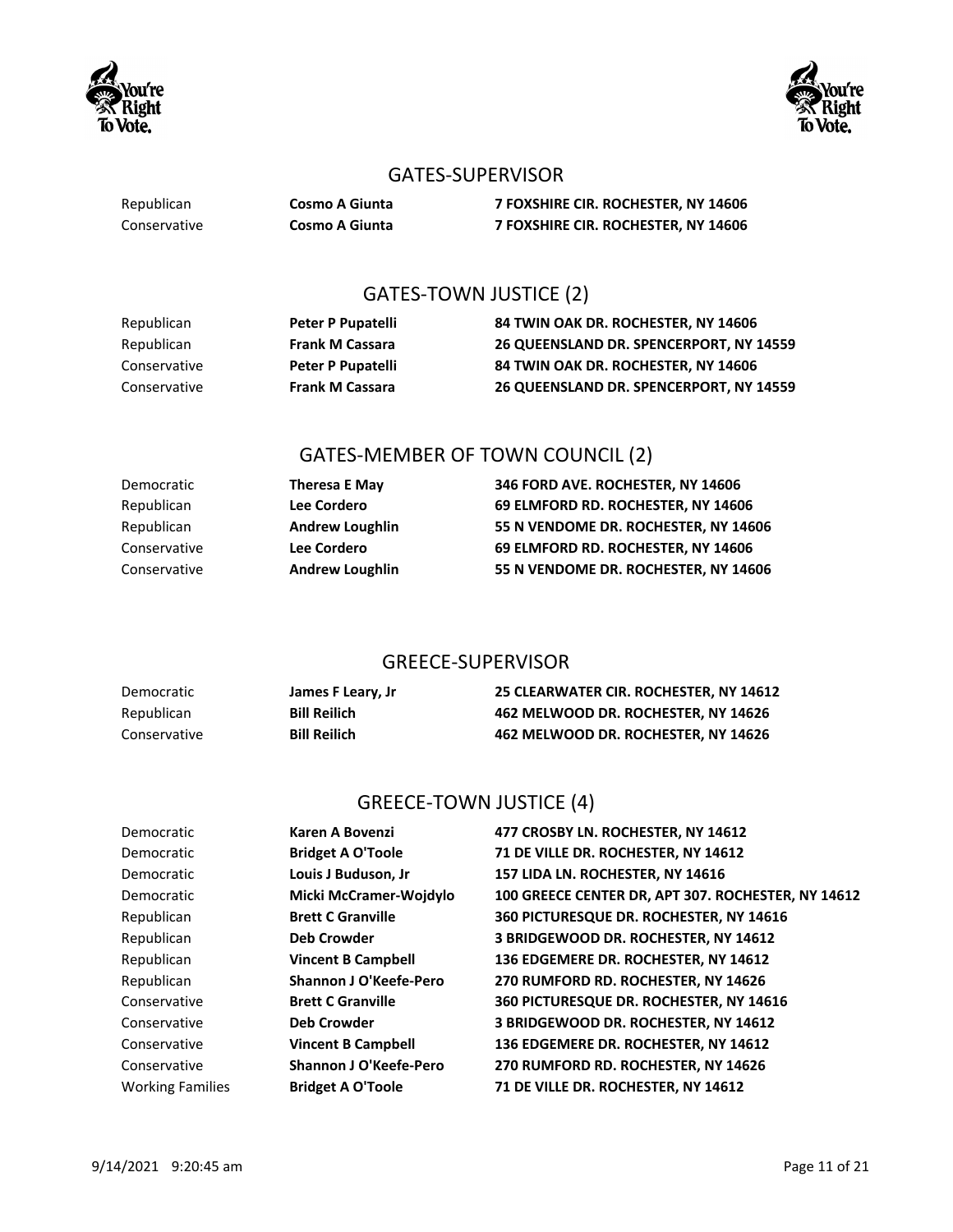## GATES-SUPERVISOR

| Party | Candidate | Address |
|---|---|---|
| Republican | **Cosmo A Giunta** | **7 FOXSHIRE CIR. ROCHESTER, NY 14606** |
| Conservative | **Cosmo A Giunta** | **7 FOXSHIRE CIR. ROCHESTER, NY 14606** |

## GATES-TOWN JUSTICE (2)

| Party | Candidate | Address |
|---|---|---|
| Republican | **Peter P Pupatelli** | **84 TWIN OAK DR. ROCHESTER, NY 14606** |
| Republican | **Frank M Cassara** | **26 QUEENSLAND DR. SPENCERPORT, NY 14559** |
| Conservative | **Peter P Pupatelli** | **84 TWIN OAK DR. ROCHESTER, NY 14606** |
| Conservative | **Frank M Cassara** | **26 QUEENSLAND DR. SPENCERPORT, NY 14559** |

## GATES-MEMBER OF TOWN COUNCIL (2)

| Party | Candidate | Address |
|---|---|---|
| Democratic | **Theresa E May** | **346 FORD AVE. ROCHESTER, NY 14606** |
| Republican | **Lee Cordero** | **69 ELMFORD RD. ROCHESTER, NY 14606** |
| Republican | **Andrew Loughlin** | **55 N VENDOME DR. ROCHESTER, NY 14606** |
| Conservative | **Lee Cordero** | **69 ELMFORD RD. ROCHESTER, NY 14606** |
| Conservative | **Andrew Loughlin** | **55 N VENDOME DR. ROCHESTER, NY 14606** |

## GREECE-SUPERVISOR

| Party | Candidate | Address |
|---|---|---|
| Democratic | **James F Leary, Jr** | **25 CLEARWATER CIR. ROCHESTER, NY 14612** |
| Republican | **Bill Reilich** | **462 MELWOOD DR. ROCHESTER, NY 14626** |
| Conservative | **Bill Reilich** | **462 MELWOOD DR. ROCHESTER, NY 14626** |

## GREECE-TOWN JUSTICE (4)

| Party | Candidate | Address |
|---|---|---|
| Democratic | **Karen A Bovenzi** | **477 CROSBY LN. ROCHESTER, NY 14612** |
| Democratic | **Bridget A O'Toole** | **71 DE VILLE DR. ROCHESTER, NY 14612** |
| Democratic | **Louis J Buduson, Jr** | **157 LIDA LN. ROCHESTER, NY 14616** |
| Democratic | **Micki McCramer-Wojdylo** | **100 GREECE CENTER DR, APT 307. ROCHESTER, NY 14612** |
| Republican | **Brett C Granville** | **360 PICTURESQUE DR. ROCHESTER, NY 14616** |
| Republican | **Deb Crowder** | **3 BRIDGEWOOD DR. ROCHESTER, NY 14612** |
| Republican | **Vincent B Campbell** | **136 EDGEMERE DR. ROCHESTER, NY 14612** |
| Republican | **Shannon J O'Keefe-Pero** | **270 RUMFORD RD. ROCHESTER, NY 14626** |
| Conservative | **Brett C Granville** | **360 PICTURESQUE DR. ROCHESTER, NY 14616** |
| Conservative | **Deb Crowder** | **3 BRIDGEWOOD DR. ROCHESTER, NY 14612** |
| Conservative | **Vincent B Campbell** | **136 EDGEMERE DR. ROCHESTER, NY 14612** |
| Conservative | **Shannon J O'Keefe-Pero** | **270 RUMFORD RD. ROCHESTER, NY 14626** |
| Working Families | **Bridget A O'Toole** | **71 DE VILLE DR. ROCHESTER, NY 14612** |

9/14/2021 9:20:45 am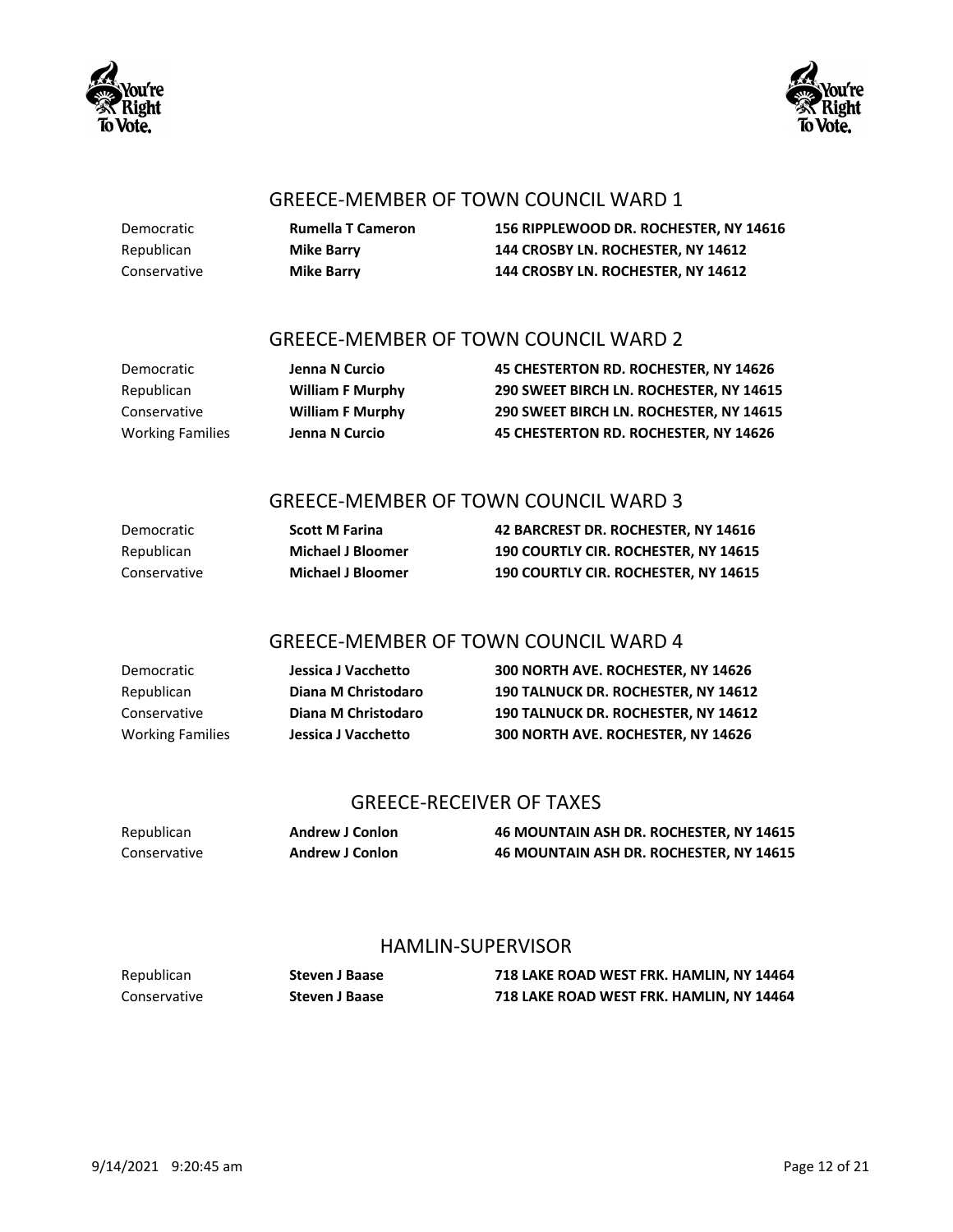## GREECE-MEMBER OF TOWN COUNCIL WARD 1

| | | |
|---|---|---|
| Democratic | **Rumella T Cameron** | **156 RIPPLEWOOD DR. ROCHESTER, NY 14616** |
| Republican | **Mike Barry** | **144 CROSBY LN. ROCHESTER, NY 14612** |
| Conservative | **Mike Barry** | **144 CROSBY LN. ROCHESTER, NY 14612** |

## GREECE-MEMBER OF TOWN COUNCIL WARD 2

| | | |
|---|---|---|
| Democratic | **Jenna N Curcio** | **45 CHESTERTON RD. ROCHESTER, NY 14626** |
| Republican | **William F Murphy** | **290 SWEET BIRCH LN. ROCHESTER, NY 14615** |
| Conservative | **William F Murphy** | **290 SWEET BIRCH LN. ROCHESTER, NY 14615** |
| Working Families | **Jenna N Curcio** | **45 CHESTERTON RD. ROCHESTER, NY 14626** |

## GREECE-MEMBER OF TOWN COUNCIL WARD 3

| | | |
|---|---|---|
| Democratic | **Scott M Farina** | **42 BARCREST DR. ROCHESTER, NY 14616** |
| Republican | **Michael J Bloomer** | **190 COURTLY CIR. ROCHESTER, NY 14615** |
| Conservative | **Michael J Bloomer** | **190 COURTLY CIR. ROCHESTER, NY 14615** |

## GREECE-MEMBER OF TOWN COUNCIL WARD 4

| | | |
|---|---|---|
| Democratic | **Jessica J Vacchetto** | **300 NORTH AVE. ROCHESTER, NY 14626** |
| Republican | **Diana M Christodaro** | **190 TALNUCK DR. ROCHESTER, NY 14612** |
| Conservative | **Diana M Christodaro** | **190 TALNUCK DR. ROCHESTER, NY 14612** |
| Working Families | **Jessica J Vacchetto** | **300 NORTH AVE. ROCHESTER, NY 14626** |

## GREECE-RECEIVER OF TAXES

| | | |
|---|---|---|
| Republican | **Andrew J Conlon** | **46 MOUNTAIN ASH DR. ROCHESTER, NY 14615** |
| Conservative | **Andrew J Conlon** | **46 MOUNTAIN ASH DR. ROCHESTER, NY 14615** |

## HAMLIN-SUPERVISOR

| | | |
|---|---|---|
| Republican | **Steven J Baase** | **718 LAKE ROAD WEST FRK. HAMLIN, NY 14464** |
| Conservative | **Steven J Baase** | **718 LAKE ROAD WEST FRK. HAMLIN, NY 14464** |

9/14/2021 9:20:45 am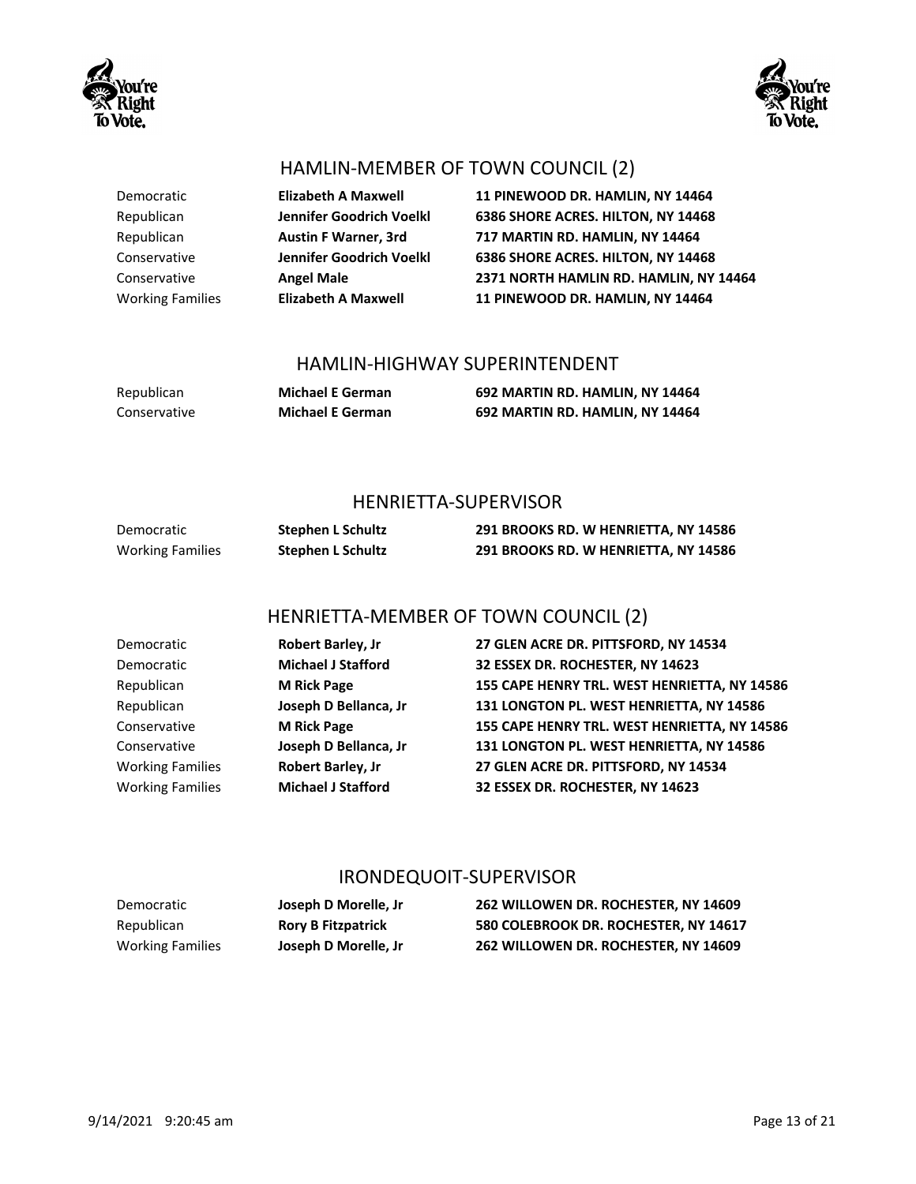## HAMLIN-MEMBER OF TOWN COUNCIL (2)

| | | |
|---|---|---|
| Democratic | **Elizabeth A Maxwell** | **11 PINEWOOD DR. HAMLIN, NY 14464** |
| Republican | **Jennifer Goodrich Voelkl** | **6386 SHORE ACRES. HILTON, NY 14468** |
| Republican | **Austin F Warner, 3rd** | **717 MARTIN RD. HAMLIN, NY 14464** |
| Conservative | **Jennifer Goodrich Voelkl** | **6386 SHORE ACRES. HILTON, NY 14468** |
| Conservative | **Angel Male** | **2371 NORTH HAMLIN RD. HAMLIN, NY 14464** |
| Working Families | **Elizabeth A Maxwell** | **11 PINEWOOD DR. HAMLIN, NY 14464** |

## HAMLIN-HIGHWAY SUPERINTENDENT

| | | |
|---|---|---|
| Republican | **Michael E German** | **692 MARTIN RD. HAMLIN, NY 14464** |
| Conservative | **Michael E German** | **692 MARTIN RD. HAMLIN, NY 14464** |

## HENRIETTA-SUPERVISOR

| | | |
|---|---|---|
| Democratic | **Stephen L Schultz** | **291 BROOKS RD. W HENRIETTA, NY 14586** |
| Working Families | **Stephen L Schultz** | **291 BROOKS RD. W HENRIETTA, NY 14586** |

## HENRIETTA-MEMBER OF TOWN COUNCIL (2)

| | | |
|---|---|---|
| Democratic | **Robert Barley, Jr** | **27 GLEN ACRE DR. PITTSFORD, NY 14534** |
| Democratic | **Michael J Stafford** | **32 ESSEX DR. ROCHESTER, NY 14623** |
| Republican | **M Rick Page** | **155 CAPE HENRY TRL. WEST HENRIETTA, NY 14586** |
| Republican | **Joseph D Bellanca, Jr** | **131 LONGTON PL. WEST HENRIETTA, NY 14586** |
| Conservative | **M Rick Page** | **155 CAPE HENRY TRL. WEST HENRIETTA, NY 14586** |
| Conservative | **Joseph D Bellanca, Jr** | **131 LONGTON PL. WEST HENRIETTA, NY 14586** |
| Working Families | **Robert Barley, Jr** | **27 GLEN ACRE DR. PITTSFORD, NY 14534** |
| Working Families | **Michael J Stafford** | **32 ESSEX DR. ROCHESTER, NY 14623** |

## IRONDEQUOIT-SUPERVISOR

| | | |
|---|---|---|
| Democratic | **Joseph D Morelle, Jr** | **262 WILLOWEN DR. ROCHESTER, NY 14609** |
| Republican | **Rory B Fitzpatrick** | **580 COLEBROOK DR. ROCHESTER, NY 14617** |
| Working Families | **Joseph D Morelle, Jr** | **262 WILLOWEN DR. ROCHESTER, NY 14609** |

9/14/2021 9:20:45 am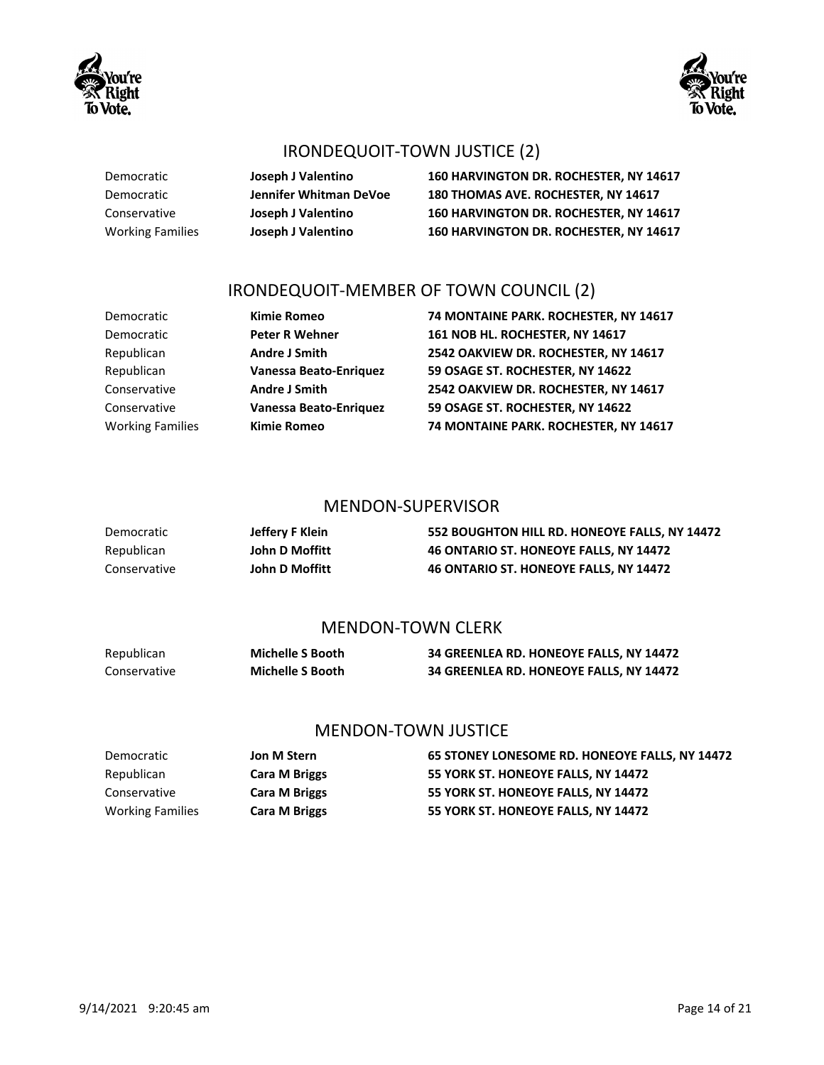## IRONDEQUOIT-TOWN JUSTICE (2)

| | | |
|---|---|---|
| Democratic | **Joseph J Valentino** | **160 HARVINGTON DR. ROCHESTER, NY 14617** |
| Democratic | **Jennifer Whitman DeVoe** | **180 THOMAS AVE. ROCHESTER, NY 14617** |
| Conservative | **Joseph J Valentino** | **160 HARVINGTON DR. ROCHESTER, NY 14617** |
| Working Families | **Joseph J Valentino** | **160 HARVINGTON DR. ROCHESTER, NY 14617** |

## IRONDEQUOIT-MEMBER OF TOWN COUNCIL (2)

| | | |
|---|---|---|
| Democratic | **Kimie Romeo** | **74 MONTAINE PARK. ROCHESTER, NY 14617** |
| Democratic | **Peter R Wehner** | **161 NOB HL. ROCHESTER, NY 14617** |
| Republican | **Andre J Smith** | **2542 OAKVIEW DR. ROCHESTER, NY 14617** |
| Republican | **Vanessa Beato-Enriquez** | **59 OSAGE ST. ROCHESTER, NY 14622** |
| Conservative | **Andre J Smith** | **2542 OAKVIEW DR. ROCHESTER, NY 14617** |
| Conservative | **Vanessa Beato-Enriquez** | **59 OSAGE ST. ROCHESTER, NY 14622** |
| Working Families | **Kimie Romeo** | **74 MONTAINE PARK. ROCHESTER, NY 14617** |

## MENDON-SUPERVISOR

| | | |
|---|---|---|
| Democratic | **Jeffery F Klein** | **552 BOUGHTON HILL RD. HONEOYE FALLS, NY 14472** |
| Republican | **John D Moffitt** | **46 ONTARIO ST. HONEOYE FALLS, NY 14472** |
| Conservative | **John D Moffitt** | **46 ONTARIO ST. HONEOYE FALLS, NY 14472** |

## MENDON-TOWN CLERK

| | | |
|---|---|---|
| Republican | **Michelle S Booth** | **34 GREENLEA RD. HONEOYE FALLS, NY 14472** |
| Conservative | **Michelle S Booth** | **34 GREENLEA RD. HONEOYE FALLS, NY 14472** |

## MENDON-TOWN JUSTICE

| | | |
|---|---|---|
| Democratic | **Jon M Stern** | **65 STONEY LONESOME RD. HONEOYE FALLS, NY 14472** |
| Republican | **Cara M Briggs** | **55 YORK ST. HONEOYE FALLS, NY 14472** |
| Conservative | **Cara M Briggs** | **55 YORK ST. HONEOYE FALLS, NY 14472** |
| Working Families | **Cara M Briggs** | **55 YORK ST. HONEOYE FALLS, NY 14472** |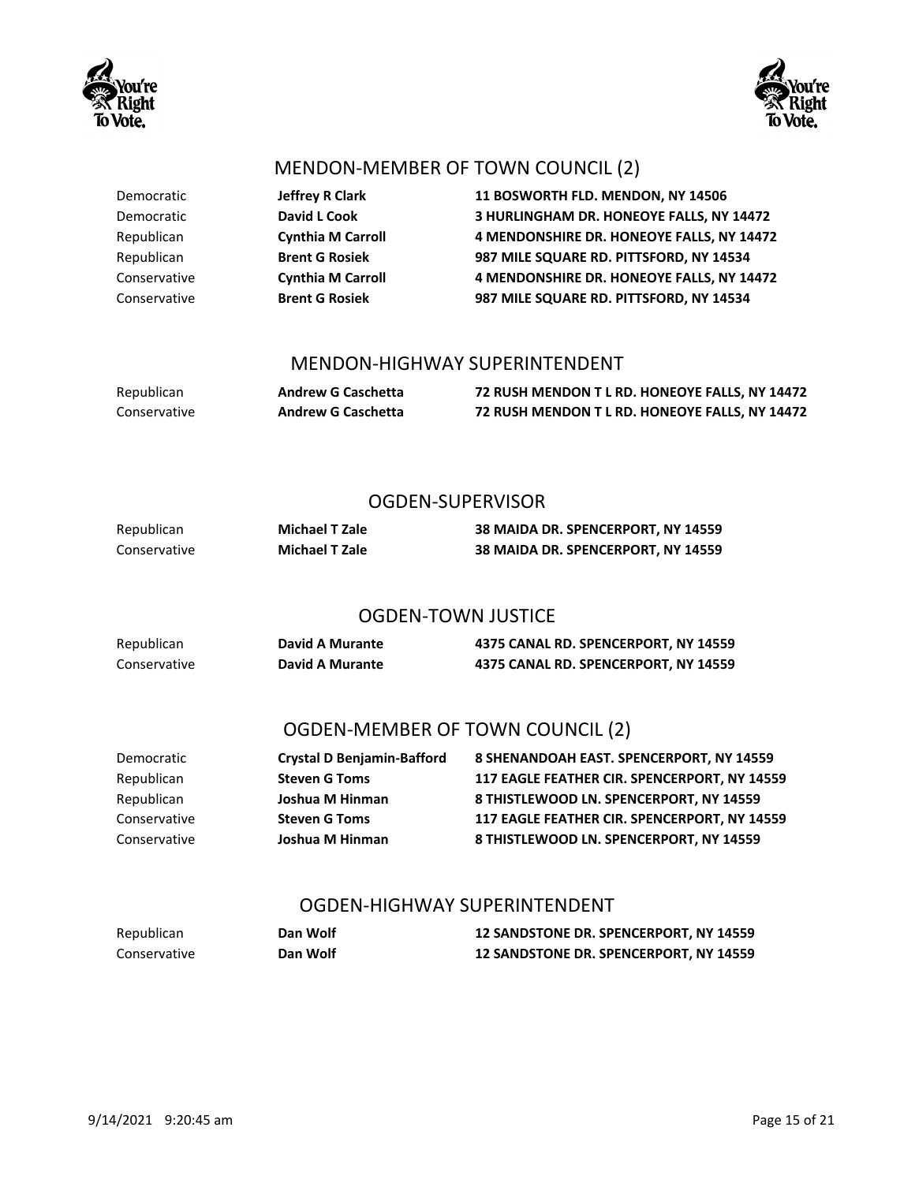## MENDON-MEMBER OF TOWN COUNCIL (2)

| | | |
|---|---|---|
| Democratic | **Jeffrey R Clark** | **11 BOSWORTH FLD. MENDON, NY 14506** |
| Democratic | **David L Cook** | **3 HURLINGHAM DR. HONEOYE FALLS, NY 14472** |
| Republican | **Cynthia M Carroll** | **4 MENDONSHIRE DR. HONEOYE FALLS, NY 14472** |
| Republican | **Brent G Rosiek** | **987 MILE SQUARE RD. PITTSFORD, NY 14534** |
| Conservative | **Cynthia M Carroll** | **4 MENDONSHIRE DR. HONEOYE FALLS, NY 14472** |
| Conservative | **Brent G Rosiek** | **987 MILE SQUARE RD. PITTSFORD, NY 14534** |

## MENDON-HIGHWAY SUPERINTENDENT

| | | |
|---|---|---|
| Republican | **Andrew G Caschetta** | **72 RUSH MENDON T L RD. HONEOYE FALLS, NY 14472** |
| Conservative | **Andrew G Caschetta** | **72 RUSH MENDON T L RD. HONEOYE FALLS, NY 14472** |

## OGDEN-SUPERVISOR

| | | |
|---|---|---|
| Republican | **Michael T Zale** | **38 MAIDA DR. SPENCERPORT, NY 14559** |
| Conservative | **Michael T Zale** | **38 MAIDA DR. SPENCERPORT, NY 14559** |

## OGDEN-TOWN JUSTICE

| | | |
|---|---|---|
| Republican | **David A Murante** | **4375 CANAL RD. SPENCERPORT, NY 14559** |
| Conservative | **David A Murante** | **4375 CANAL RD. SPENCERPORT, NY 14559** |

## OGDEN-MEMBER OF TOWN COUNCIL (2)

| | | |
|---|---|---|
| Democratic | **Crystal D Benjamin-Bafford** | **8 SHENANDOAH EAST. SPENCERPORT, NY 14559** |
| Republican | **Steven G Toms** | **117 EAGLE FEATHER CIR. SPENCERPORT, NY 14559** |
| Republican | **Joshua M Hinman** | **8 THISTLEWOOD LN. SPENCERPORT, NY 14559** |
| Conservative | **Steven G Toms** | **117 EAGLE FEATHER CIR. SPENCERPORT, NY 14559** |
| Conservative | **Joshua M Hinman** | **8 THISTLEWOOD LN. SPENCERPORT, NY 14559** |

## OGDEN-HIGHWAY SUPERINTENDENT

| | | |
|---|---|---|
| Republican | **Dan Wolf** | **12 SANDSTONE DR. SPENCERPORT, NY 14559** |
| Conservative | **Dan Wolf** | **12 SANDSTONE DR. SPENCERPORT, NY 14559** |

9/14/2021 9:20:45 am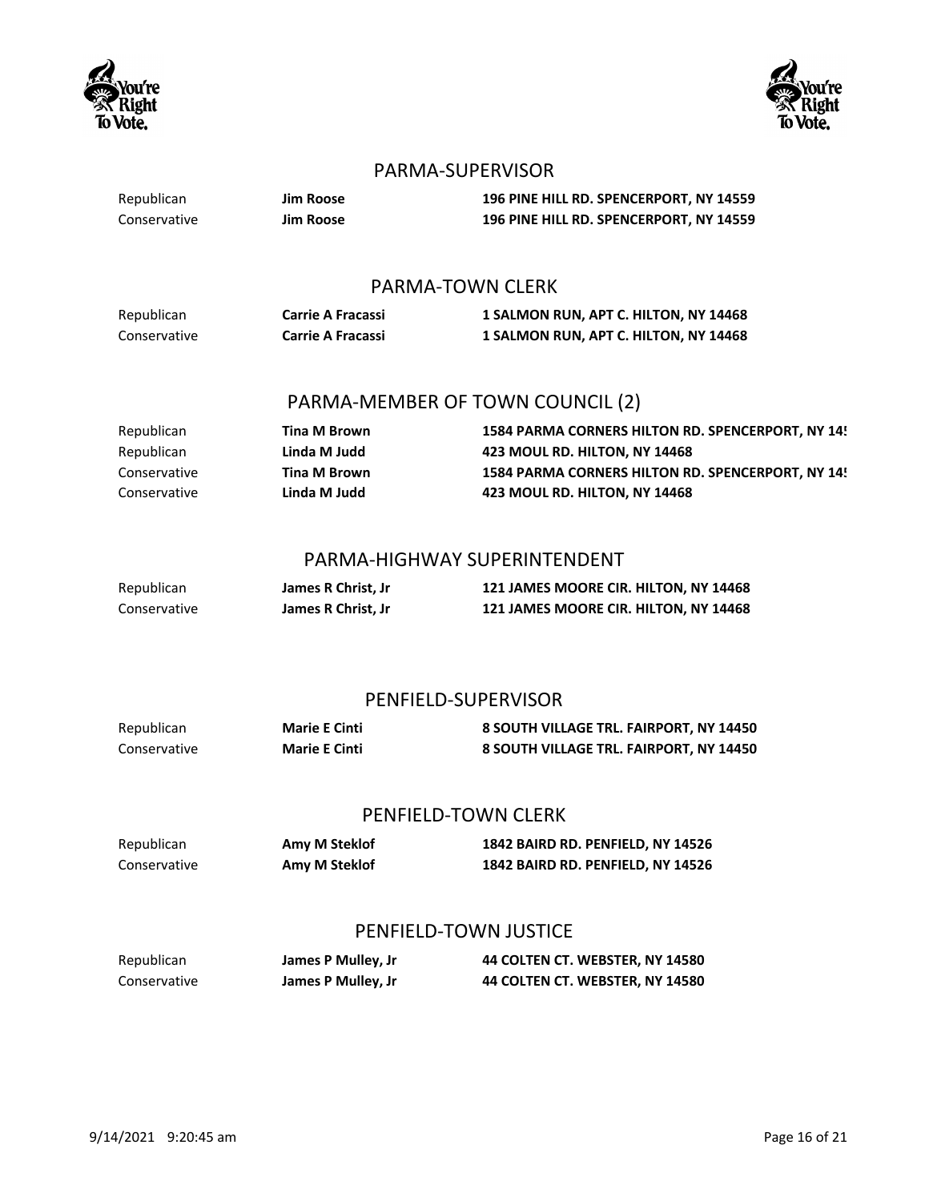## PARMA-SUPERVISOR

| | | |
|---|---|---|
| Republican | **Jim Roose** | **196 PINE HILL RD. SPENCERPORT, NY 14559** |
| Conservative | **Jim Roose** | **196 PINE HILL RD. SPENCERPORT, NY 14559** |

## PARMA-TOWN CLERK

| | | |
|---|---|---|
| Republican | **Carrie A Fracassi** | **1 SALMON RUN, APT C. HILTON, NY 14468** |
| Conservative | **Carrie A Fracassi** | **1 SALMON RUN, APT C. HILTON, NY 14468** |

## PARMA-MEMBER OF TOWN COUNCIL (2)

| | | |
|---|---|---|
| Republican | **Tina M Brown** | **1584 PARMA CORNERS HILTON RD. SPENCERPORT, NY 145** |
| Republican | **Linda M Judd** | **423 MOUL RD. HILTON, NY 14468** |
| Conservative | **Tina M Brown** | **1584 PARMA CORNERS HILTON RD. SPENCERPORT, NY 145** |
| Conservative | **Linda M Judd** | **423 MOUL RD. HILTON, NY 14468** |

## PARMA-HIGHWAY SUPERINTENDENT

| | | |
|---|---|---|
| Republican | **James R Christ, Jr** | **121 JAMES MOORE CIR. HILTON, NY 14468** |
| Conservative | **James R Christ, Jr** | **121 JAMES MOORE CIR. HILTON, NY 14468** |

## PENFIELD-SUPERVISOR

| | | |
|---|---|---|
| Republican | **Marie E Cinti** | **8 SOUTH VILLAGE TRL. FAIRPORT, NY 14450** |
| Conservative | **Marie E Cinti** | **8 SOUTH VILLAGE TRL. FAIRPORT, NY 14450** |

## PENFIELD-TOWN CLERK

| | | |
|---|---|---|
| Republican | **Amy M Steklof** | **1842 BAIRD RD. PENFIELD, NY 14526** |
| Conservative | **Amy M Steklof** | **1842 BAIRD RD. PENFIELD, NY 14526** |

## PENFIELD-TOWN JUSTICE

| | | |
|---|---|---|
| Republican | **James P Mulley, Jr** | **44 COLTEN CT. WEBSTER, NY 14580** |
| Conservative | **James P Mulley, Jr** | **44 COLTEN CT. WEBSTER, NY 14580** |

9/14/2021 9:20:45 am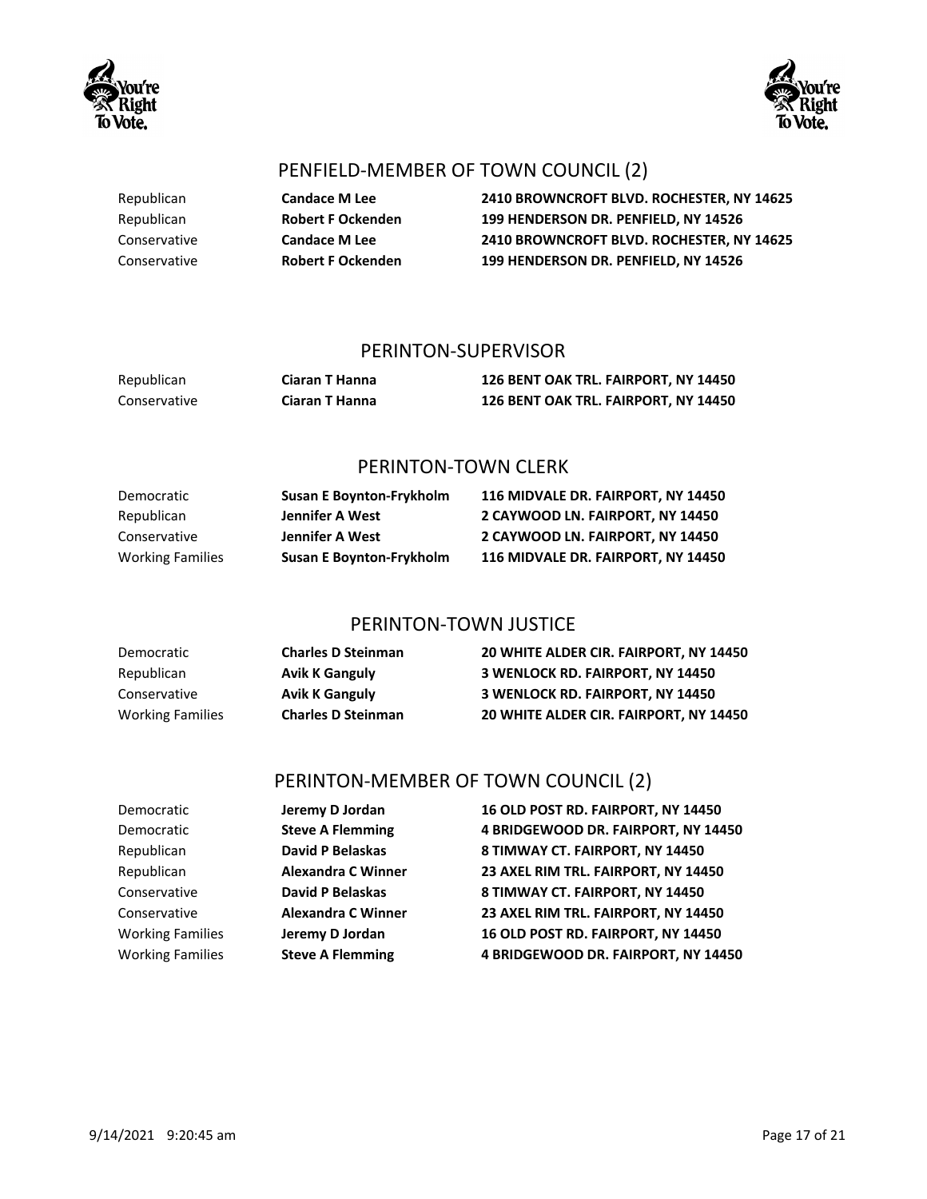## PENFIELD-MEMBER OF TOWN COUNCIL (2)

| | | |
|---|---|---|
| Republican | **Candace M Lee** | **2410 BROWNCROFT BLVD. ROCHESTER, NY 14625** |
| Republican | **Robert F Ockenden** | **199 HENDERSON DR. PENFIELD, NY 14526** |
| Conservative | **Candace M Lee** | **2410 BROWNCROFT BLVD. ROCHESTER, NY 14625** |
| Conservative | **Robert F Ockenden** | **199 HENDERSON DR. PENFIELD, NY 14526** |

## PERINTON-SUPERVISOR

| | | |
|---|---|---|
| Republican | **Ciaran T Hanna** | **126 BENT OAK TRL. FAIRPORT, NY 14450** |
| Conservative | **Ciaran T Hanna** | **126 BENT OAK TRL. FAIRPORT, NY 14450** |

## PERINTON-TOWN CLERK

| | | |
|---|---|---|
| Democratic | **Susan E Boynton-Frykholm** | **116 MIDVALE DR. FAIRPORT, NY 14450** |
| Republican | **Jennifer A West** | **2 CAYWOOD LN. FAIRPORT, NY 14450** |
| Conservative | **Jennifer A West** | **2 CAYWOOD LN. FAIRPORT, NY 14450** |
| Working Families | **Susan E Boynton-Frykholm** | **116 MIDVALE DR. FAIRPORT, NY 14450** |

## PERINTON-TOWN JUSTICE

| | | |
|---|---|---|
| Democratic | **Charles D Steinman** | **20 WHITE ALDER CIR. FAIRPORT, NY 14450** |
| Republican | **Avik K Ganguly** | **3 WENLOCK RD. FAIRPORT, NY 14450** |
| Conservative | **Avik K Ganguly** | **3 WENLOCK RD. FAIRPORT, NY 14450** |
| Working Families | **Charles D Steinman** | **20 WHITE ALDER CIR. FAIRPORT, NY 14450** |

## PERINTON-MEMBER OF TOWN COUNCIL (2)

| | | |
|---|---|---|
| Democratic | **Jeremy D Jordan** | **16 OLD POST RD. FAIRPORT, NY 14450** |
| Democratic | **Steve A Flemming** | **4 BRIDGEWOOD DR. FAIRPORT, NY 14450** |
| Republican | **David P Belaskas** | **8 TIMWAY CT. FAIRPORT, NY 14450** |
| Republican | **Alexandra C Winner** | **23 AXEL RIM TRL. FAIRPORT, NY 14450** |
| Conservative | **David P Belaskas** | **8 TIMWAY CT. FAIRPORT, NY 14450** |
| Conservative | **Alexandra C Winner** | **23 AXEL RIM TRL. FAIRPORT, NY 14450** |
| Working Families | **Jeremy D Jordan** | **16 OLD POST RD. FAIRPORT, NY 14450** |
| Working Families | **Steve A Flemming** | **4 BRIDGEWOOD DR. FAIRPORT, NY 14450** |

9/14/2021 9:20:45 am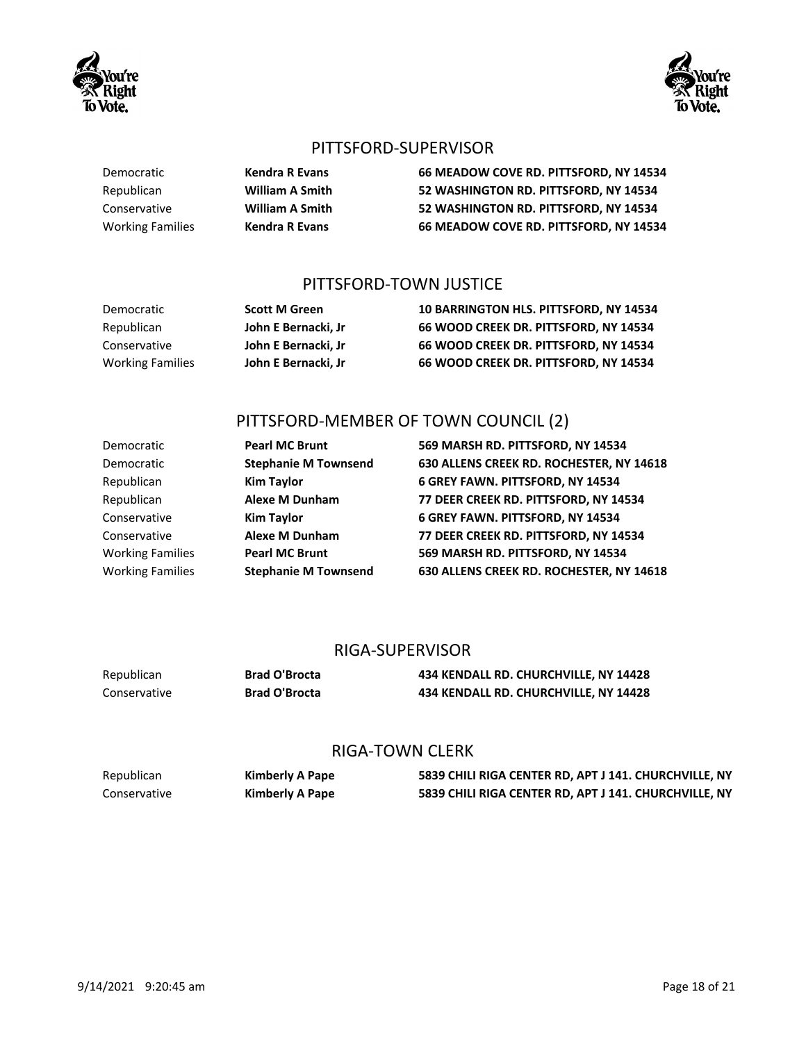## PITTSFORD-SUPERVISOR

| | | |
|---|---|---|
| Democratic | **Kendra R Evans** | **66 MEADOW COVE RD. PITTSFORD, NY 14534** |
| Republican | **William A Smith** | **52 WASHINGTON RD. PITTSFORD, NY 14534** |
| Conservative | **William A Smith** | **52 WASHINGTON RD. PITTSFORD, NY 14534** |
| Working Families | **Kendra R Evans** | **66 MEADOW COVE RD. PITTSFORD, NY 14534** |

## PITTSFORD-TOWN JUSTICE

| | | |
|---|---|---|
| Democratic | **Scott M Green** | **10 BARRINGTON HLS. PITTSFORD, NY 14534** |
| Republican | **John E Bernacki, Jr** | **66 WOOD CREEK DR. PITTSFORD, NY 14534** |
| Conservative | **John E Bernacki, Jr** | **66 WOOD CREEK DR. PITTSFORD, NY 14534** |
| Working Families | **John E Bernacki, Jr** | **66 WOOD CREEK DR. PITTSFORD, NY 14534** |

## PITTSFORD-MEMBER OF TOWN COUNCIL (2)

| | | |
|---|---|---|
| Democratic | **Pearl MC Brunt** | **569 MARSH RD. PITTSFORD, NY 14534** |
| Democratic | **Stephanie M Townsend** | **630 ALLENS CREEK RD. ROCHESTER, NY 14618** |
| Republican | **Kim Taylor** | **6 GREY FAWN. PITTSFORD, NY 14534** |
| Republican | **Alexe M Dunham** | **77 DEER CREEK RD. PITTSFORD, NY 14534** |
| Conservative | **Kim Taylor** | **6 GREY FAWN. PITTSFORD, NY 14534** |
| Conservative | **Alexe M Dunham** | **77 DEER CREEK RD. PITTSFORD, NY 14534** |
| Working Families | **Pearl MC Brunt** | **569 MARSH RD. PITTSFORD, NY 14534** |
| Working Families | **Stephanie M Townsend** | **630 ALLENS CREEK RD. ROCHESTER, NY 14618** |

## RIGA-SUPERVISOR

| | | |
|---|---|---|
| Republican | **Brad O'Brocta** | **434 KENDALL RD. CHURCHVILLE, NY 14428** |
| Conservative | **Brad O'Brocta** | **434 KENDALL RD. CHURCHVILLE, NY 14428** |

## RIGA-TOWN CLERK

| | | |
|---|---|---|
| Republican | **Kimberly A Pape** | **5839 CHILI RIGA CENTER RD, APT J 141. CHURCHVILLE, NY** |
| Conservative | **Kimberly A Pape** | **5839 CHILI RIGA CENTER RD, APT J 141. CHURCHVILLE, NY** |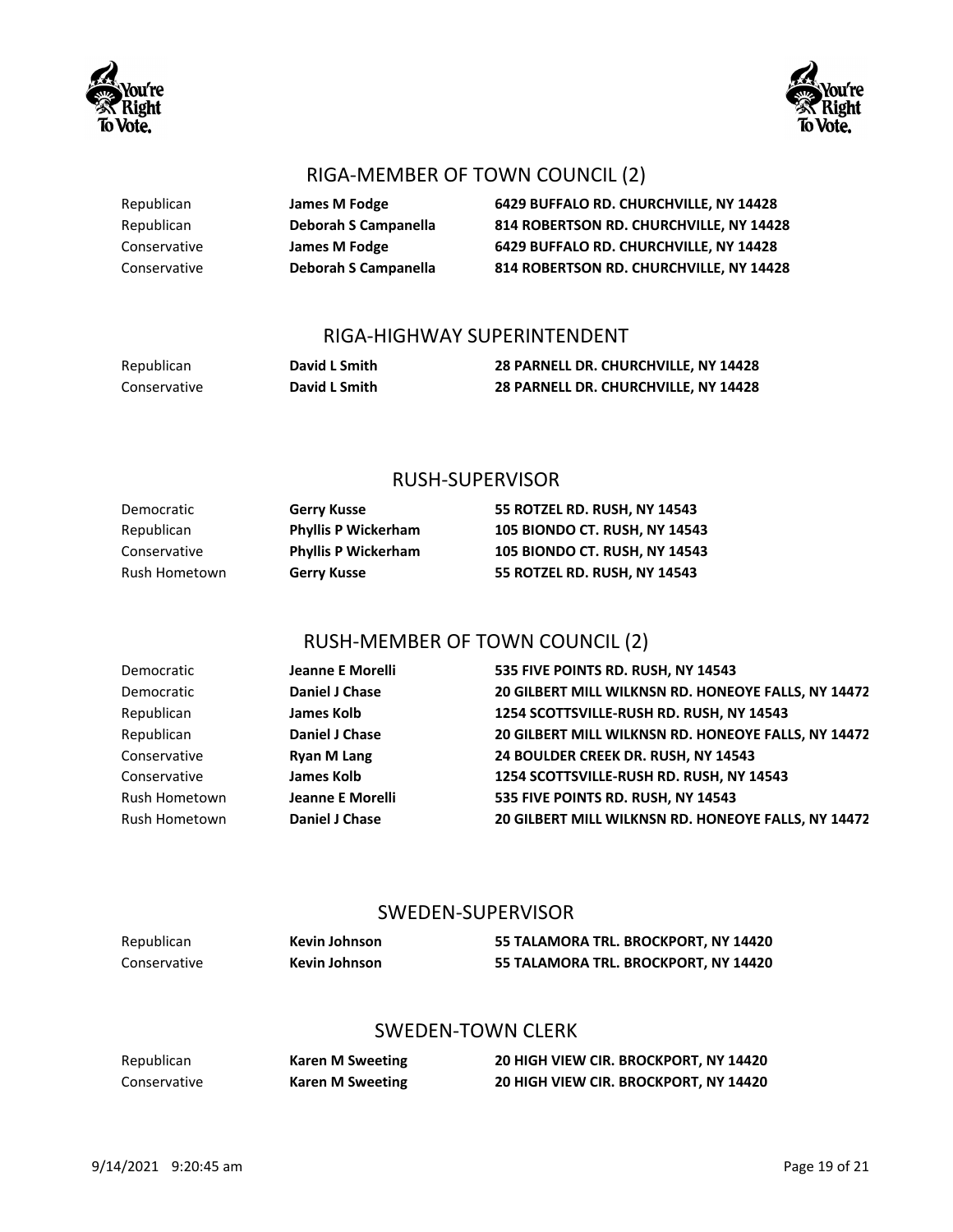## RIGA-MEMBER OF TOWN COUNCIL (2)

| | | |
|---|---|---|
| Republican | **James M Fodge** | **6429 BUFFALO RD. CHURCHVILLE, NY 14428** |
| Republican | **Deborah S Campanella** | **814 ROBERTSON RD. CHURCHVILLE, NY 14428** |
| Conservative | **James M Fodge** | **6429 BUFFALO RD. CHURCHVILLE, NY 14428** |
| Conservative | **Deborah S Campanella** | **814 ROBERTSON RD. CHURCHVILLE, NY 14428** |

## RIGA-HIGHWAY SUPERINTENDENT

| | | |
|---|---|---|
| Republican | **David L Smith** | **28 PARNELL DR. CHURCHVILLE, NY 14428** |
| Conservative | **David L Smith** | **28 PARNELL DR. CHURCHVILLE, NY 14428** |

## RUSH-SUPERVISOR

| | | |
|---|---|---|
| Democratic | **Gerry Kusse** | **55 ROTZEL RD. RUSH, NY 14543** |
| Republican | **Phyllis P Wickerham** | **105 BIONDO CT. RUSH, NY 14543** |
| Conservative | **Phyllis P Wickerham** | **105 BIONDO CT. RUSH, NY 14543** |
| Rush Hometown | **Gerry Kusse** | **55 ROTZEL RD. RUSH, NY 14543** |

## RUSH-MEMBER OF TOWN COUNCIL (2)

| | | |
|---|---|---|
| Democratic | **Jeanne E Morelli** | **535 FIVE POINTS RD. RUSH, NY 14543** |
| Democratic | **Daniel J Chase** | **20 GILBERT MILL WILKNSN RD. HONEOYE FALLS, NY 14472** |
| Republican | **James Kolb** | **1254 SCOTTSVILLE-RUSH RD. RUSH, NY 14543** |
| Republican | **Daniel J Chase** | **20 GILBERT MILL WILKNSN RD. HONEOYE FALLS, NY 14472** |
| Conservative | **Ryan M Lang** | **24 BOULDER CREEK DR. RUSH, NY 14543** |
| Conservative | **James Kolb** | **1254 SCOTTSVILLE-RUSH RD. RUSH, NY 14543** |
| Rush Hometown | **Jeanne E Morelli** | **535 FIVE POINTS RD. RUSH, NY 14543** |
| Rush Hometown | **Daniel J Chase** | **20 GILBERT MILL WILKNSN RD. HONEOYE FALLS, NY 14472** |

## SWEDEN-SUPERVISOR

| | | |
|---|---|---|
| Republican | **Kevin Johnson** | **55 TALAMORA TRL. BROCKPORT, NY 14420** |
| Conservative | **Kevin Johnson** | **55 TALAMORA TRL. BROCKPORT, NY 14420** |

## SWEDEN-TOWN CLERK

| | | |
|---|---|---|
| Republican | **Karen M Sweeting** | **20 HIGH VIEW CIR. BROCKPORT, NY 14420** |
| Conservative | **Karen M Sweeting** | **20 HIGH VIEW CIR. BROCKPORT, NY 14420** |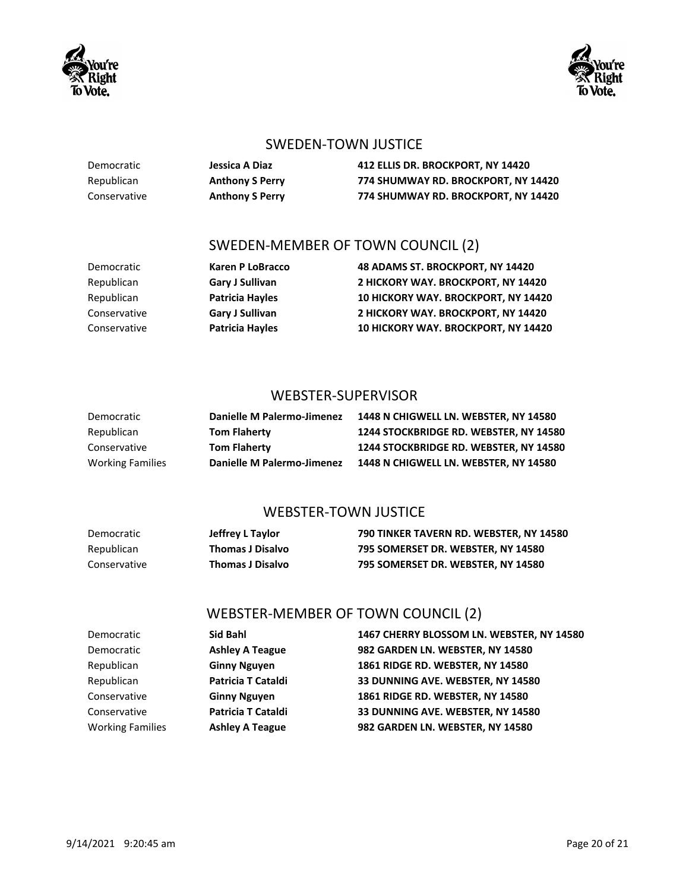## SWEDEN-TOWN JUSTICE

| | | |
|---|---|---|
| Democratic | **Jessica A Diaz** | **412 ELLIS DR. BROCKPORT, NY 14420** |
| Republican | **Anthony S Perry** | **774 SHUMWAY RD. BROCKPORT, NY 14420** |
| Conservative | **Anthony S Perry** | **774 SHUMWAY RD. BROCKPORT, NY 14420** |

## SWEDEN-MEMBER OF TOWN COUNCIL (2)

| | | |
|---|---|---|
| Democratic | **Karen P LoBracco** | **48 ADAMS ST. BROCKPORT, NY 14420** |
| Republican | **Gary J Sullivan** | **2 HICKORY WAY. BROCKPORT, NY 14420** |
| Republican | **Patricia Hayles** | **10 HICKORY WAY. BROCKPORT, NY 14420** |
| Conservative | **Gary J Sullivan** | **2 HICKORY WAY. BROCKPORT, NY 14420** |
| Conservative | **Patricia Hayles** | **10 HICKORY WAY. BROCKPORT, NY 14420** |

## WEBSTER-SUPERVISOR

| | | |
|---|---|---|
| Democratic | **Danielle M Palermo-Jimenez** | **1448 N CHIGWELL LN. WEBSTER, NY 14580** |
| Republican | **Tom Flaherty** | **1244 STOCKBRIDGE RD. WEBSTER, NY 14580** |
| Conservative | **Tom Flaherty** | **1244 STOCKBRIDGE RD. WEBSTER, NY 14580** |
| Working Families | **Danielle M Palermo-Jimenez** | **1448 N CHIGWELL LN. WEBSTER, NY 14580** |

## WEBSTER-TOWN JUSTICE

| | | |
|---|---|---|
| Democratic | **Jeffrey L Taylor** | **790 TINKER TAVERN RD. WEBSTER, NY 14580** |
| Republican | **Thomas J Disalvo** | **795 SOMERSET DR. WEBSTER, NY 14580** |
| Conservative | **Thomas J Disalvo** | **795 SOMERSET DR. WEBSTER, NY 14580** |

## WEBSTER-MEMBER OF TOWN COUNCIL (2)

| | | |
|---|---|---|
| Democratic | **Sid Bahl** | **1467 CHERRY BLOSSOM LN. WEBSTER, NY 14580** |
| Democratic | **Ashley A Teague** | **982 GARDEN LN. WEBSTER, NY 14580** |
| Republican | **Ginny Nguyen** | **1861 RIDGE RD. WEBSTER, NY 14580** |
| Republican | **Patricia T Cataldi** | **33 DUNNING AVE. WEBSTER, NY 14580** |
| Conservative | **Ginny Nguyen** | **1861 RIDGE RD. WEBSTER, NY 14580** |
| Conservative | **Patricia T Cataldi** | **33 DUNNING AVE. WEBSTER, NY 14580** |
| Working Families | **Ashley A Teague** | **982 GARDEN LN. WEBSTER, NY 14580** |

9/14/2021 9:20:45 am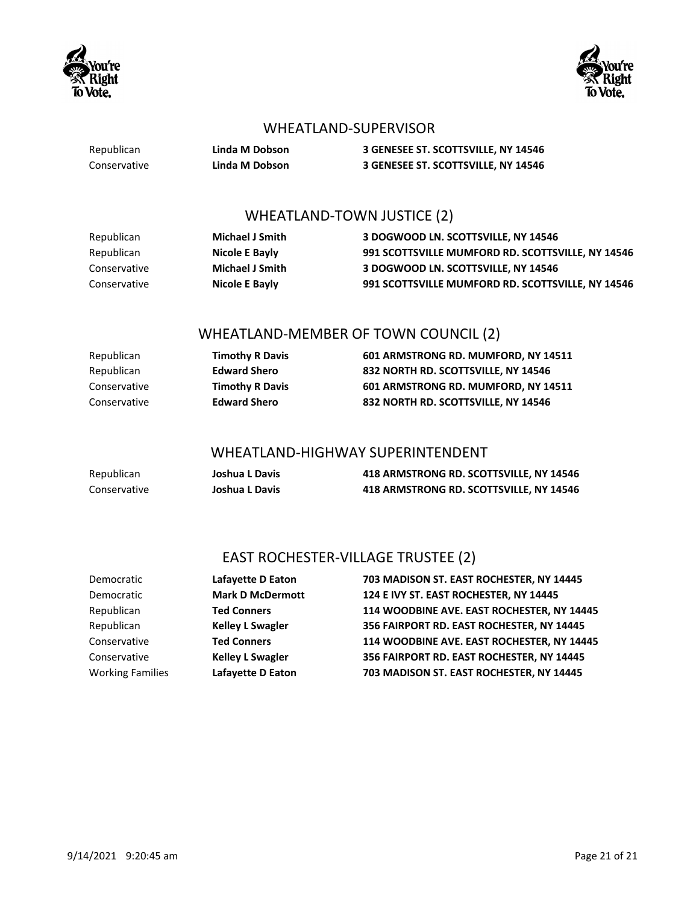## WHEATLAND-SUPERVISOR

| | | |
|---|---|---|
| Republican | **Linda M Dobson** | **3 GENESEE ST. SCOTTSVILLE, NY 14546** |
| Conservative | **Linda M Dobson** | **3 GENESEE ST. SCOTTSVILLE, NY 14546** |

## WHEATLAND-TOWN JUSTICE (2)

| | | |
|---|---|---|
| Republican | **Michael J Smith** | **3 DOGWOOD LN. SCOTTSVILLE, NY 14546** |
| Republican | **Nicole E Bayly** | **991 SCOTTSVILLE MUMFORD RD. SCOTTSVILLE, NY 14546** |
| Conservative | **Michael J Smith** | **3 DOGWOOD LN. SCOTTSVILLE, NY 14546** |
| Conservative | **Nicole E Bayly** | **991 SCOTTSVILLE MUMFORD RD. SCOTTSVILLE, NY 14546** |

## WHEATLAND-MEMBER OF TOWN COUNCIL (2)

| | | |
|---|---|---|
| Republican | **Timothy R Davis** | **601 ARMSTRONG RD. MUMFORD, NY 14511** |
| Republican | **Edward Shero** | **832 NORTH RD. SCOTTSVILLE, NY 14546** |
| Conservative | **Timothy R Davis** | **601 ARMSTRONG RD. MUMFORD, NY 14511** |
| Conservative | **Edward Shero** | **832 NORTH RD. SCOTTSVILLE, NY 14546** |

## WHEATLAND-HIGHWAY SUPERINTENDENT

| | | |
|---|---|---|
| Republican | **Joshua L Davis** | **418 ARMSTRONG RD. SCOTTSVILLE, NY 14546** |
| Conservative | **Joshua L Davis** | **418 ARMSTRONG RD. SCOTTSVILLE, NY 14546** |

## EAST ROCHESTER-VILLAGE TRUSTEE (2)

| | | |
|---|---|---|
| Democratic | **Lafayette D Eaton** | **703 MADISON ST. EAST ROCHESTER, NY 14445** |
| Democratic | **Mark D McDermott** | **124 E IVY ST. EAST ROCHESTER, NY 14445** |
| Republican | **Ted Conners** | **114 WOODBINE AVE. EAST ROCHESTER, NY 14445** |
| Republican | **Kelley L Swagler** | **356 FAIRPORT RD. EAST ROCHESTER, NY 14445** |
| Conservative | **Ted Conners** | **114 WOODBINE AVE. EAST ROCHESTER, NY 14445** |
| Conservative | **Kelley L Swagler** | **356 FAIRPORT RD. EAST ROCHESTER, NY 14445** |
| Working Families | **Lafayette D Eaton** | **703 MADISON ST. EAST ROCHESTER, NY 14445** |